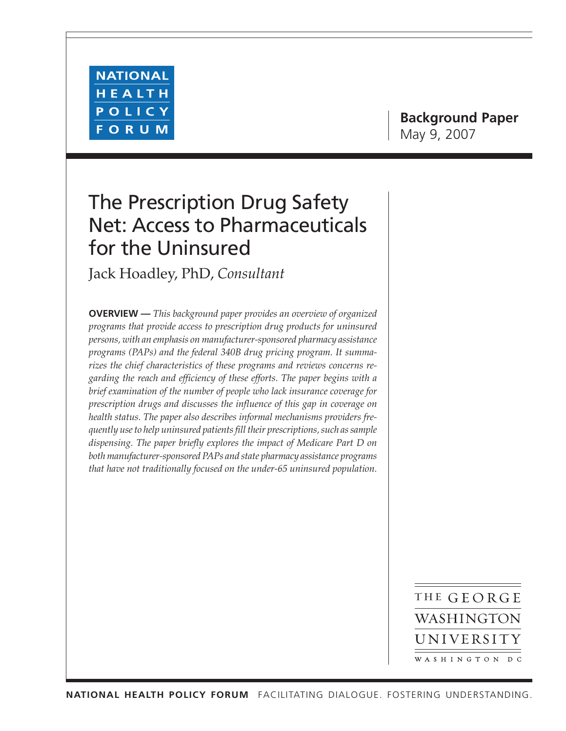NATIONAL HEALTH POLICY FORUM

**Background Paper**
May 9, 2007

# The Prescription Drug Safety Net: Access to Pharmaceuticals for the Uninsured

Jack Hoadley, PhD, *Consultant*

**OVERVIEW —** *This background paper provides an overview of organized programs that provide access to prescription drug products for uninsured persons, with an emphasis on manufacturer-sponsored pharmacy assistance programs (PAPs) and the federal 340B drug pricing program. It summarizes the chief characteristics of these programs and reviews concerns regarding the reach and efficiency of these efforts. The paper begins with a brief examination of the number of people who lack insurance coverage for prescription drugs and discusses the influence of this gap in coverage on health status. The paper also describes informal mechanisms providers frequently use to help uninsured patients fill their prescriptions, such as sample dispensing. The paper briefly explores the impact of Medicare Part D on both manufacturer-sponsored PAPs and state pharmacy assistance programs that have not traditionally focused on the under-65 uninsured population.*

THE GEORGE WASHINGTON UNIVERSITY
WASHINGTON DC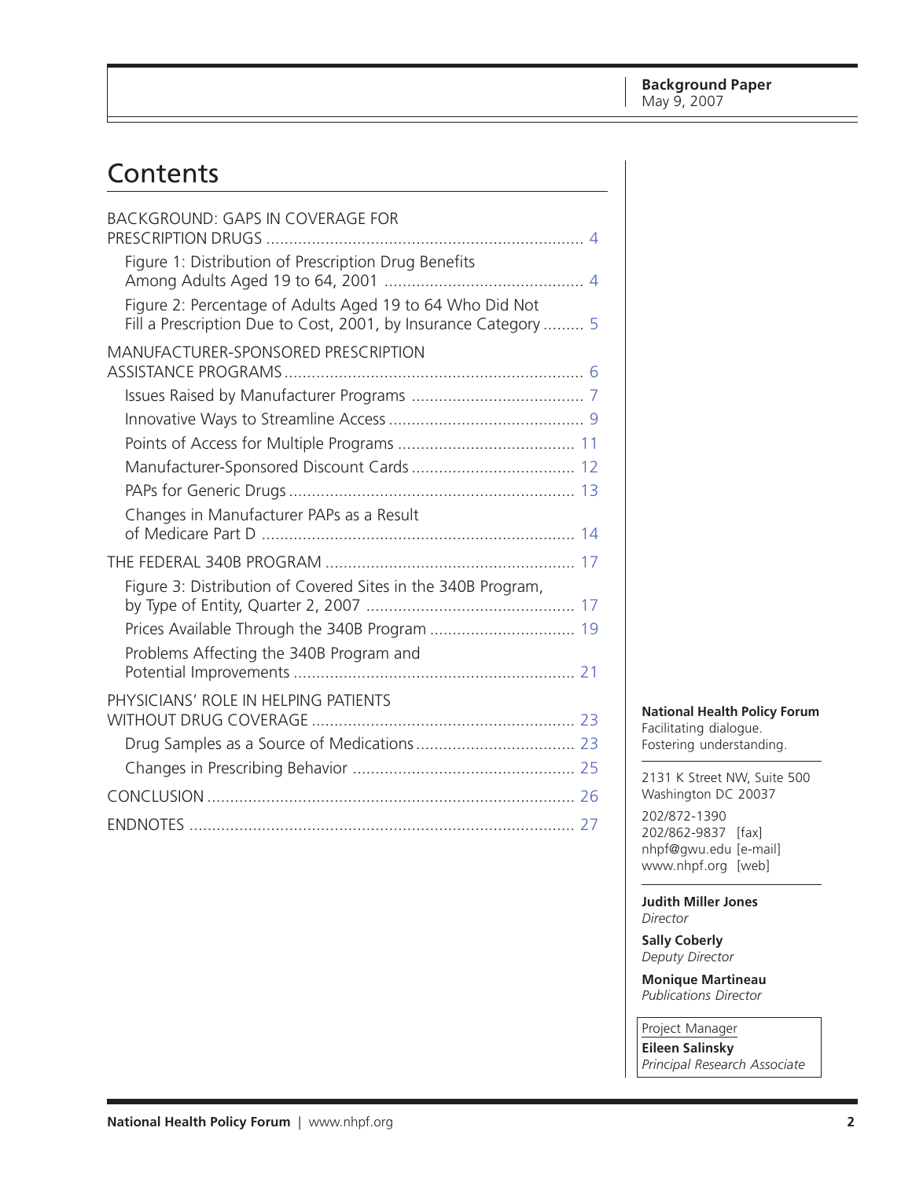**Background Paper**
May 9, 2007

# Contents

BACKGROUND: GAPS IN COVERAGE FOR PRESCRIPTION DRUGS ..... 4

- Figure 1: Distribution of Prescription Drug Benefits Among Adults Aged 19 to 64, 2001 ..... 4
- Figure 2: Percentage of Adults Aged 19 to 64 Who Did Not Fill a Prescription Due to Cost, 2001, by Insurance Category ..... 5

MANUFACTURER-SPONSORED PRESCRIPTION ASSISTANCE PROGRAMS ..... 6

- Issues Raised by Manufacturer Programs ..... 7
- Innovative Ways to Streamline Access ..... 9
- Points of Access for Multiple Programs ..... 11
- Manufacturer-Sponsored Discount Cards ..... 12
- PAPs for Generic Drugs ..... 13
- Changes in Manufacturer PAPs as a Result of Medicare Part D ..... 14

THE FEDERAL 340B PROGRAM ..... 17

- Figure 3: Distribution of Covered Sites in the 340B Program, by Type of Entity, Quarter 2, 2007 ..... 17
- Prices Available Through the 340B Program ..... 19
- Problems Affecting the 340B Program and Potential Improvements ..... 21

PHYSICIANS' ROLE IN HELPING PATIENTS WITHOUT DRUG COVERAGE ..... 23

- Drug Samples as a Source of Medications ..... 23
- Changes in Prescribing Behavior ..... 25

CONCLUSION ..... 26

ENDNOTES ..... 27

**National Health Policy Forum**
Facilitating dialogue.
Fostering understanding.

2131 K Street NW, Suite 500
Washington DC 20037

202/872-1390
202/862-9837 [fax]
nhpf@gwu.edu [e-mail]
www.nhpf.org [web]

**Judith Miller Jones**
*Director*

**Sally Coberly**
*Deputy Director*

**Monique Martineau**
*Publications Director*

Project Manager
**Eileen Salinsky**
*Principal Research Associate*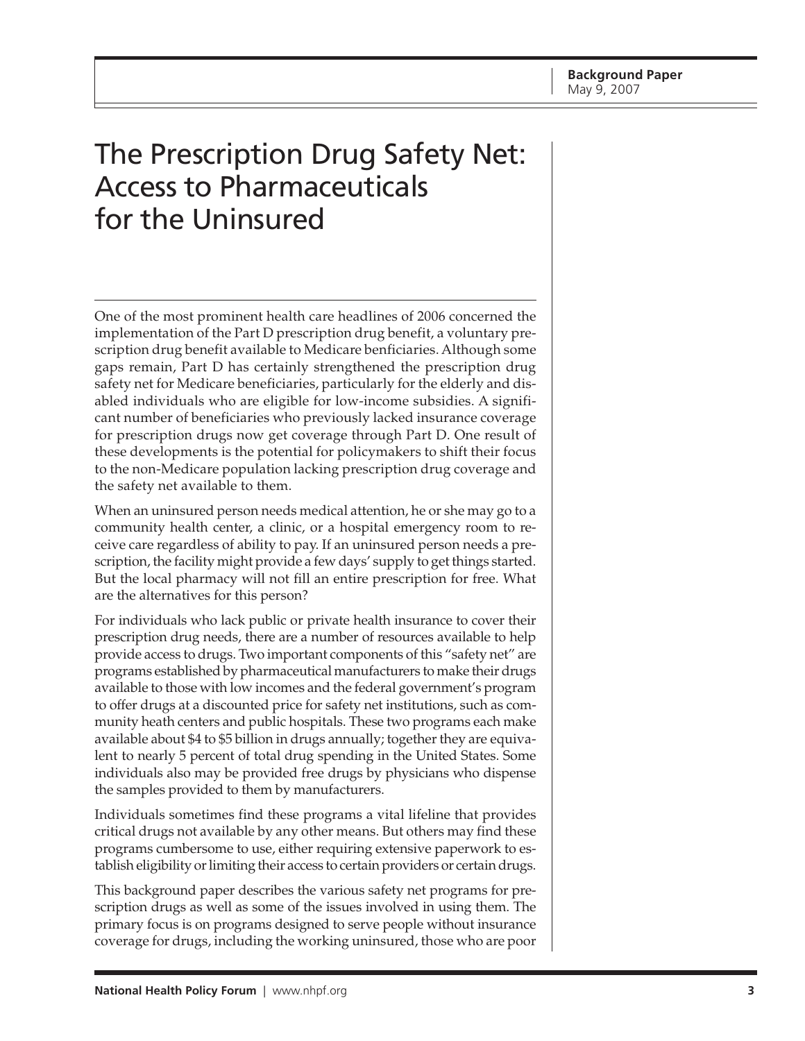Background Paper
May 9, 2007

# The Prescription Drug Safety Net: Access to Pharmaceuticals for the Uninsured

One of the most prominent health care headlines of 2006 concerned the implementation of the Part D prescription drug benefit, a voluntary prescription drug benefit available to Medicare benficiaries. Although some gaps remain, Part D has certainly strengthened the prescription drug safety net for Medicare beneficiaries, particularly for the elderly and disabled individuals who are eligible for low-income subsidies. A significant number of beneficiaries who previously lacked insurance coverage for prescription drugs now get coverage through Part D. One result of these developments is the potential for policymakers to shift their focus to the non-Medicare population lacking prescription drug coverage and the safety net available to them.

When an uninsured person needs medical attention, he or she may go to a community health center, a clinic, or a hospital emergency room to receive care regardless of ability to pay. If an uninsured person needs a prescription, the facility might provide a few days' supply to get things started. But the local pharmacy will not fill an entire prescription for free. What are the alternatives for this person?

For individuals who lack public or private health insurance to cover their prescription drug needs, there are a number of resources available to help provide access to drugs. Two important components of this "safety net" are programs established by pharmaceutical manufacturers to make their drugs available to those with low incomes and the federal government's program to offer drugs at a discounted price for safety net institutions, such as community heath centers and public hospitals. These two programs each make available about $4 to $5 billion in drugs annually; together they are equivalent to nearly 5 percent of total drug spending in the United States. Some individuals also may be provided free drugs by physicians who dispense the samples provided to them by manufacturers.

Individuals sometimes find these programs a vital lifeline that provides critical drugs not available by any other means. But others may find these programs cumbersome to use, either requiring extensive paperwork to establish eligibility or limiting their access to certain providers or certain drugs.

This background paper describes the various safety net programs for prescription drugs as well as some of the issues involved in using them. The primary focus is on programs designed to serve people without insurance coverage for drugs, including the working uninsured, those who are poor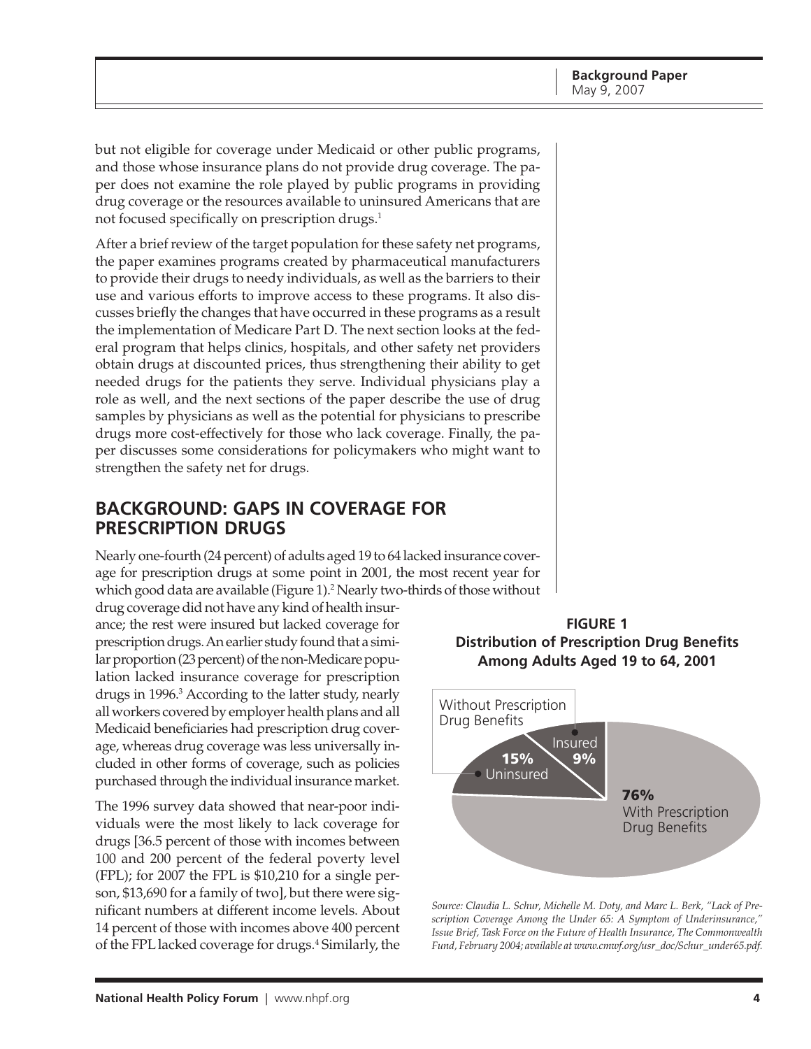but not eligible for coverage under Medicaid or other public programs, and those whose insurance plans do not provide drug coverage. The paper does not examine the role played by public programs in providing drug coverage or the resources available to uninsured Americans that are not focused specifically on prescription drugs.[1]

After a brief review of the target population for these safety net programs, the paper examines programs created by pharmaceutical manufacturers to provide their drugs to needy individuals, as well as the barriers to their use and various efforts to improve access to these programs. It also discusses briefly the changes that have occurred in these programs as a result the implementation of Medicare Part D. The next section looks at the federal program that helps clinics, hospitals, and other safety net providers obtain drugs at discounted prices, thus strengthening their ability to get needed drugs for the patients they serve. Individual physicians play a role as well, and the next sections of the paper describe the use of drug samples by physicians as well as the potential for physicians to prescribe drugs more cost-effectively for those who lack coverage. Finally, the paper discusses some considerations for policymakers who might want to strengthen the safety net for drugs.

## BACKGROUND: GAPS IN COVERAGE FOR PRESCRIPTION DRUGS

Nearly one-fourth (24 percent) of adults aged 19 to 64 lacked insurance coverage for prescription drugs at some point in 2001, the most recent year for which good data are available (Figure 1).[2] Nearly two-thirds of those without drug coverage did not have any kind of health insurance; the rest were insured but lacked coverage for prescription drugs. An earlier study found that a similar proportion (23 percent) of the non-Medicare population lacked insurance coverage for prescription drugs in 1996.[3] According to the latter study, nearly all workers covered by employer health plans and all Medicaid beneficiaries had prescription drug coverage, whereas drug coverage was less universally included in other forms of coverage, such as policies purchased through the individual insurance market.

The 1996 survey data showed that near-poor individuals were the most likely to lack coverage for drugs [36.5 percent of those with incomes between 100 and 200 percent of the federal poverty level (FPL); for 2007 the FPL is $10,210 for a single person, $13,690 for a family of two], but there were significant numbers at different income levels. About 14 percent of those with incomes above 400 percent of the FPL lacked coverage for drugs.[4] Similarly, the

**FIGURE 1**
**Distribution of Prescription Drug Benefits Among Adults Aged 19 to 64, 2001**

| Category | Percent |
|---|---|
| Without Prescription Drug Benefits — Uninsured | 15% |
| Without Prescription Drug Benefits — Insured | 9% |
| With Prescription Drug Benefits | 76% |

*Source: Claudia L. Schur, Michelle M. Doty, and Marc L. Berk, "Lack of Prescription Coverage Among the Under 65: A Symptom of Underinsurance," Issue Brief, Task Force on the Future of Health Insurance, The Commonwealth Fund, February 2004; available at www.cmwf.org/usr_doc/Schur_under65.pdf.*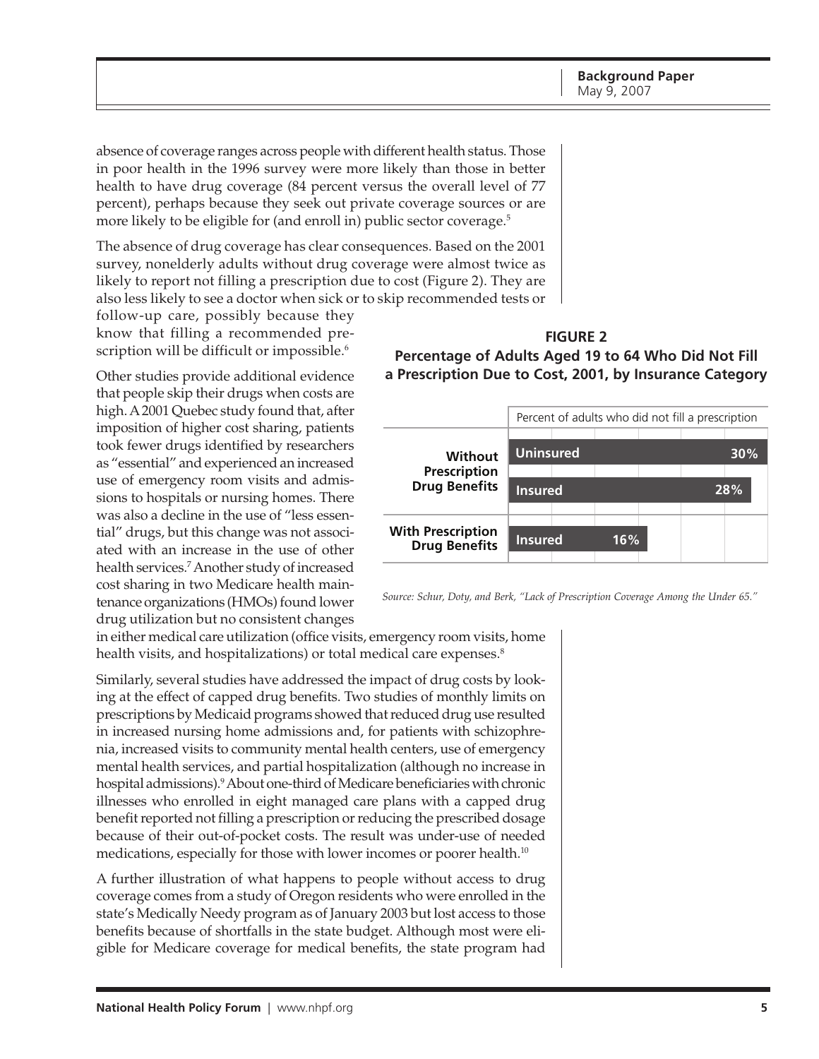absence of coverage ranges across people with different health status. Those in poor health in the 1996 survey were more likely than those in better health to have drug coverage (84 percent versus the overall level of 77 percent), perhaps because they seek out private coverage sources or are more likely to be eligible for (and enroll in) public sector coverage.[5]

The absence of drug coverage has clear consequences. Based on the 2001 survey, nonelderly adults without drug coverage were almost twice as likely to report not filling a prescription due to cost (Figure 2). They are also less likely to see a doctor when sick or to skip recommended tests or follow-up care, possibly because they know that filling a recommended prescription will be difficult or impossible.[6]

**FIGURE 2**
**Percentage of Adults Aged 19 to 64 Who Did Not Fill a Prescription Due to Cost, 2001, by Insurance Category**

| | | Percent of adults who did not fill a prescription |
|---|---|---|
| Without Prescription Drug Benefits | Uninsured | 30% |
| | Insured | 28% |
| With Prescription Drug Benefits | Insured | 16% |

*Source: Schur, Doty, and Berk, "Lack of Prescription Coverage Among the Under 65."*

Other studies provide additional evidence that people skip their drugs when costs are high. A 2001 Quebec study found that, after imposition of higher cost sharing, patients took fewer drugs identified by researchers as "essential" and experienced an increased use of emergency room visits and admissions to hospitals or nursing homes. There was also a decline in the use of "less essential" drugs, but this change was not associated with an increase in the use of other health services.[7] Another study of increased cost sharing in two Medicare health maintenance organizations (HMOs) found lower drug utilization but no consistent changes in either medical care utilization (office visits, emergency room visits, home health visits, and hospitalizations) or total medical care expenses.[8]

Similarly, several studies have addressed the impact of drug costs by looking at the effect of capped drug benefits. Two studies of monthly limits on prescriptions by Medicaid programs showed that reduced drug use resulted in increased nursing home admissions and, for patients with schizophrenia, increased visits to community mental health centers, use of emergency mental health services, and partial hospitalization (although no increase in hospital admissions).[9] About one-third of Medicare beneficiaries with chronic illnesses who enrolled in eight managed care plans with a capped drug benefit reported not filling a prescription or reducing the prescribed dosage because of their out-of-pocket costs. The result was under-use of needed medications, especially for those with lower incomes or poorer health.[10]

A further illustration of what happens to people without access to drug coverage comes from a study of Oregon residents who were enrolled in the state's Medically Needy program as of January 2003 but lost access to those benefits because of shortfalls in the state budget. Although most were eligible for Medicare coverage for medical benefits, the state program had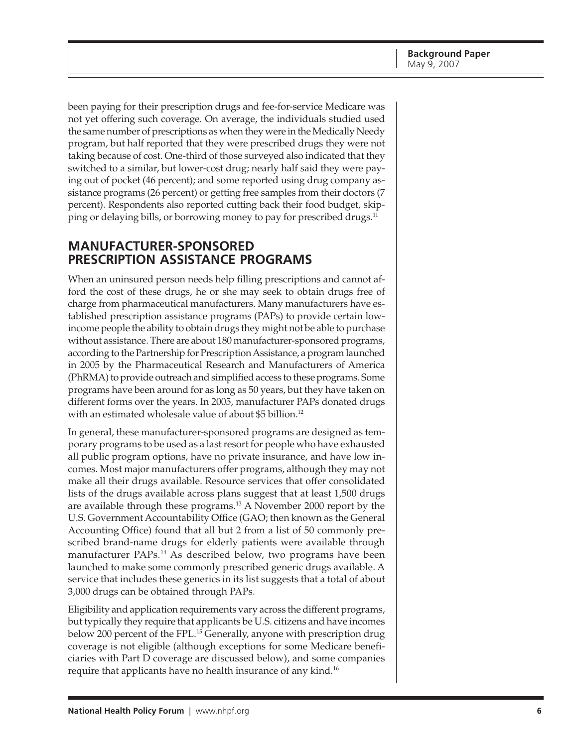been paying for their prescription drugs and fee-for-service Medicare was not yet offering such coverage. On average, the individuals studied used the same number of prescriptions as when they were in the Medically Needy program, but half reported that they were prescribed drugs they were not taking because of cost. One-third of those surveyed also indicated that they switched to a similar, but lower-cost drug; nearly half said they were paying out of pocket (46 percent); and some reported using drug company assistance programs (26 percent) or getting free samples from their doctors (7 percent). Respondents also reported cutting back their food budget, skipping or delaying bills, or borrowing money to pay for prescribed drugs.[11]

## MANUFACTURER-SPONSORED PRESCRIPTION ASSISTANCE PROGRAMS

When an uninsured person needs help filling prescriptions and cannot afford the cost of these drugs, he or she may seek to obtain drugs free of charge from pharmaceutical manufacturers. Many manufacturers have established prescription assistance programs (PAPs) to provide certain low-income people the ability to obtain drugs they might not be able to purchase without assistance. There are about 180 manufacturer-sponsored programs, according to the Partnership for Prescription Assistance, a program launched in 2005 by the Pharmaceutical Research and Manufacturers of America (PhRMA) to provide outreach and simplified access to these programs. Some programs have been around for as long as 50 years, but they have taken on different forms over the years. In 2005, manufacturer PAPs donated drugs with an estimated wholesale value of about $5 billion.[12]

In general, these manufacturer-sponsored programs are designed as temporary programs to be used as a last resort for people who have exhausted all public program options, have no private insurance, and have low incomes. Most major manufacturers offer programs, although they may not make all their drugs available. Resource services that offer consolidated lists of the drugs available across plans suggest that at least 1,500 drugs are available through these programs.[13] A November 2000 report by the U.S. Government Accountability Office (GAO; then known as the General Accounting Office) found that all but 2 from a list of 50 commonly prescribed brand-name drugs for elderly patients were available through manufacturer PAPs.[14] As described below, two programs have been launched to make some commonly prescribed generic drugs available. A service that includes these generics in its list suggests that a total of about 3,000 drugs can be obtained through PAPs.

Eligibility and application requirements vary across the different programs, but typically they require that applicants be U.S. citizens and have incomes below 200 percent of the FPL.[15] Generally, anyone with prescription drug coverage is not eligible (although exceptions for some Medicare beneficiaries with Part D coverage are discussed below), and some companies require that applicants have no health insurance of any kind.[16]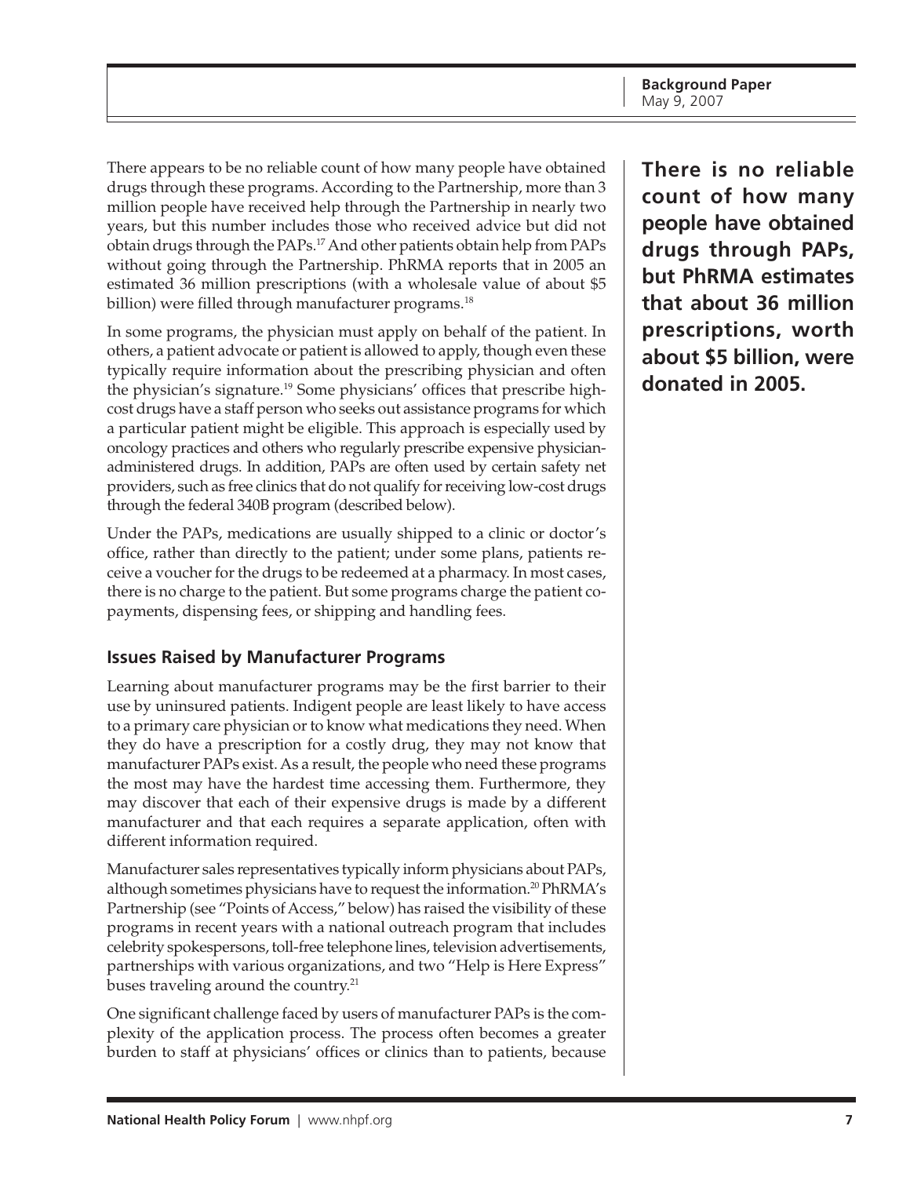There appears to be no reliable count of how many people have obtained drugs through these programs. According to the Partnership, more than 3 million people have received help through the Partnership in nearly two years, but this number includes those who received advice but did not obtain drugs through the PAPs.[17] And other patients obtain help from PAPs without going through the Partnership. PhRMA reports that in 2005 an estimated 36 million prescriptions (with a wholesale value of about $5 billion) were filled through manufacturer programs.[18]

**There is no reliable count of how many people have obtained drugs through PAPs, but PhRMA estimates that about 36 million prescriptions, worth about $5 billion, were donated in 2005.**

In some programs, the physician must apply on behalf of the patient. In others, a patient advocate or patient is allowed to apply, though even these typically require information about the prescribing physician and often the physician's signature.[19] Some physicians' offices that prescribe high-cost drugs have a staff person who seeks out assistance programs for which a particular patient might be eligible. This approach is especially used by oncology practices and others who regularly prescribe expensive physician-administered drugs. In addition, PAPs are often used by certain safety net providers, such as free clinics that do not qualify for receiving low-cost drugs through the federal 340B program (described below).

Under the PAPs, medications are usually shipped to a clinic or doctor's office, rather than directly to the patient; under some plans, patients receive a voucher for the drugs to be redeemed at a pharmacy. In most cases, there is no charge to the patient. But some programs charge the patient copayments, dispensing fees, or shipping and handling fees.

### Issues Raised by Manufacturer Programs

Learning about manufacturer programs may be the first barrier to their use by uninsured patients. Indigent people are least likely to have access to a primary care physician or to know what medications they need. When they do have a prescription for a costly drug, they may not know that manufacturer PAPs exist. As a result, the people who need these programs the most may have the hardest time accessing them. Furthermore, they may discover that each of their expensive drugs is made by a different manufacturer and that each requires a separate application, often with different information required.

Manufacturer sales representatives typically inform physicians about PAPs, although sometimes physicians have to request the information.[20] PhRMA's Partnership (see "Points of Access," below) has raised the visibility of these programs in recent years with a national outreach program that includes celebrity spokespersons, toll-free telephone lines, television advertisements, partnerships with various organizations, and two "Help is Here Express" buses traveling around the country.[21]

One significant challenge faced by users of manufacturer PAPs is the complexity of the application process. The process often becomes a greater burden to staff at physicians' offices or clinics than to patients, because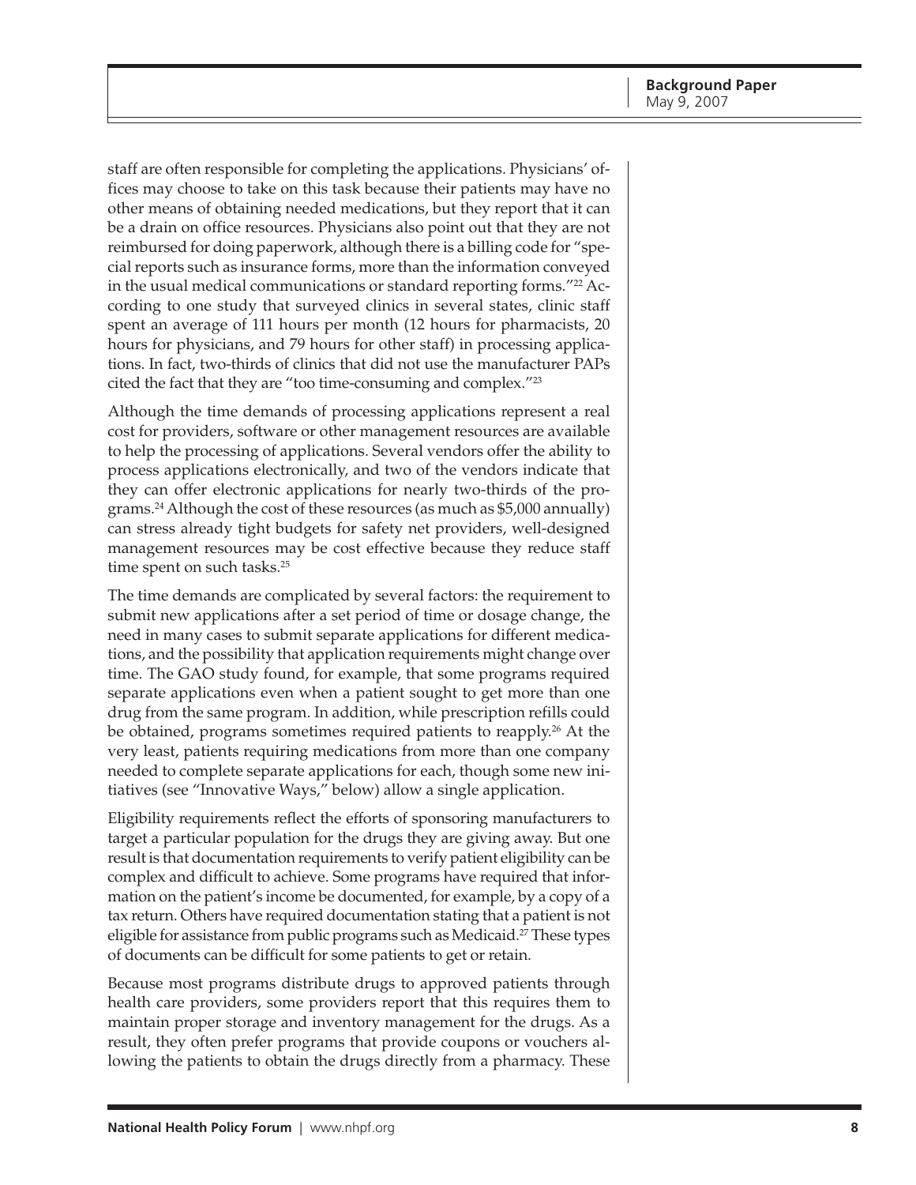staff are often responsible for completing the applications. Physicians' offices may choose to take on this task because their patients may have no other means of obtaining needed medications, but they report that it can be a drain on office resources. Physicians also point out that they are not reimbursed for doing paperwork, although there is a billing code for "special reports such as insurance forms, more than the information conveyed in the usual medical communications or standard reporting forms."[22] According to one study that surveyed clinics in several states, clinic staff spent an average of 111 hours per month (12 hours for pharmacists, 20 hours for physicians, and 79 hours for other staff) in processing applications. In fact, two-thirds of clinics that did not use the manufacturer PAPs cited the fact that they are "too time-consuming and complex."[23]

Although the time demands of processing applications represent a real cost for providers, software or other management resources are available to help the processing of applications. Several vendors offer the ability to process applications electronically, and two of the vendors indicate that they can offer electronic applications for nearly two-thirds of the programs.[24] Although the cost of these resources (as much as $5,000 annually) can stress already tight budgets for safety net providers, well-designed management resources may be cost effective because they reduce staff time spent on such tasks.[25]

The time demands are complicated by several factors: the requirement to submit new applications after a set period of time or dosage change, the need in many cases to submit separate applications for different medications, and the possibility that application requirements might change over time. The GAO study found, for example, that some programs required separate applications even when a patient sought to get more than one drug from the same program. In addition, while prescription refills could be obtained, programs sometimes required patients to reapply.[26] At the very least, patients requiring medications from more than one company needed to complete separate applications for each, though some new initiatives (see "Innovative Ways," below) allow a single application.

Eligibility requirements reflect the efforts of sponsoring manufacturers to target a particular population for the drugs they are giving away. But one result is that documentation requirements to verify patient eligibility can be complex and difficult to achieve. Some programs have required that information on the patient's income be documented, for example, by a copy of a tax return. Others have required documentation stating that a patient is not eligible for assistance from public programs such as Medicaid.[27] These types of documents can be difficult for some patients to get or retain.

Because most programs distribute drugs to approved patients through health care providers, some providers report that this requires them to maintain proper storage and inventory management for the drugs. As a result, they often prefer programs that provide coupons or vouchers allowing the patients to obtain the drugs directly from a pharmacy. These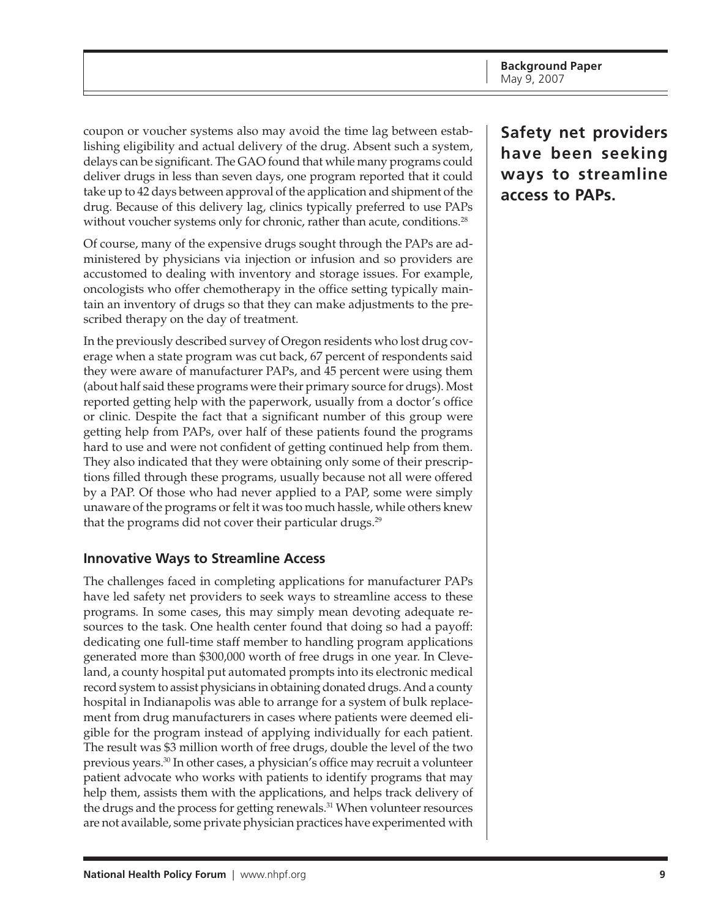coupon or voucher systems also may avoid the time lag between establishing eligibility and actual delivery of the drug. Absent such a system, delays can be significant. The GAO found that while many programs could deliver drugs in less than seven days, one program reported that it could take up to 42 days between approval of the application and shipment of the drug. Because of this delivery lag, clinics typically preferred to use PAPs without voucher systems only for chronic, rather than acute, conditions.[28]

Of course, many of the expensive drugs sought through the PAPs are administered by physicians via injection or infusion and so providers are accustomed to dealing with inventory and storage issues. For example, oncologists who offer chemotherapy in the office setting typically maintain an inventory of drugs so that they can make adjustments to the prescribed therapy on the day of treatment.

In the previously described survey of Oregon residents who lost drug coverage when a state program was cut back, 67 percent of respondents said they were aware of manufacturer PAPs, and 45 percent were using them (about half said these programs were their primary source for drugs). Most reported getting help with the paperwork, usually from a doctor's office or clinic. Despite the fact that a significant number of this group were getting help from PAPs, over half of these patients found the programs hard to use and were not confident of getting continued help from them. They also indicated that they were obtaining only some of their prescriptions filled through these programs, usually because not all were offered by a PAP. Of those who had never applied to a PAP, some were simply unaware of the programs or felt it was too much hassle, while others knew that the programs did not cover their particular drugs.[29]

**Safety net providers have been seeking ways to streamline access to PAPs.**

### Innovative Ways to Streamline Access

The challenges faced in completing applications for manufacturer PAPs have led safety net providers to seek ways to streamline access to these programs. In some cases, this may simply mean devoting adequate resources to the task. One health center found that doing so had a payoff: dedicating one full-time staff member to handling program applications generated more than $300,000 worth of free drugs in one year. In Cleveland, a county hospital put automated prompts into its electronic medical record system to assist physicians in obtaining donated drugs. And a county hospital in Indianapolis was able to arrange for a system of bulk replacement from drug manufacturers in cases where patients were deemed eligible for the program instead of applying individually for each patient. The result was $3 million worth of free drugs, double the level of the two previous years.[30] In other cases, a physician's office may recruit a volunteer patient advocate who works with patients to identify programs that may help them, assists them with the applications, and helps track delivery of the drugs and the process for getting renewals.[31] When volunteer resources are not available, some private physician practices have experimented with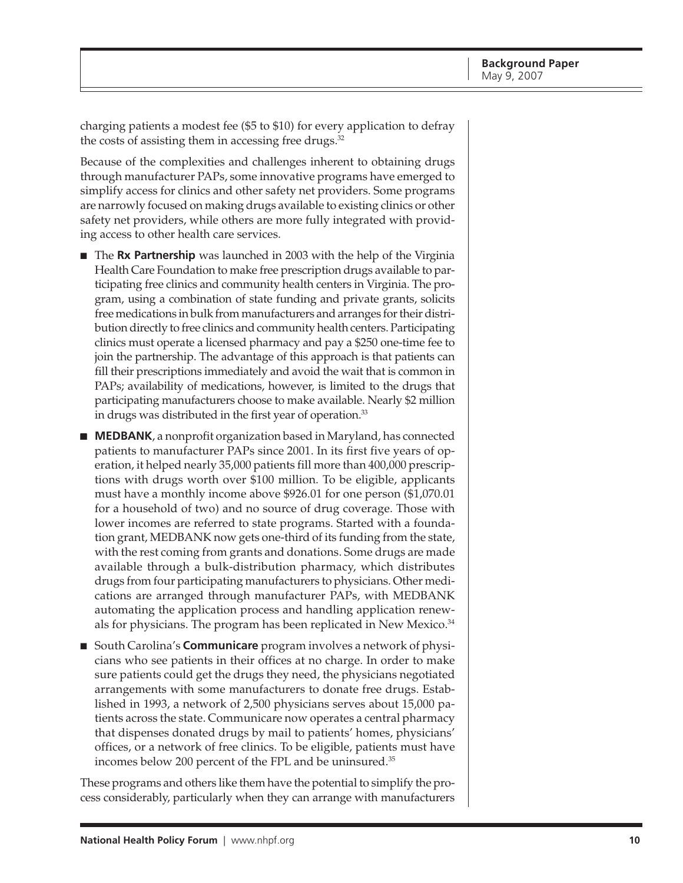charging patients a modest fee ($5 to $10) for every application to defray the costs of assisting them in accessing free drugs.[32]

Because of the complexities and challenges inherent to obtaining drugs through manufacturer PAPs, some innovative programs have emerged to simplify access for clinics and other safety net providers. Some programs are narrowly focused on making drugs available to existing clinics or other safety net providers, while others are more fully integrated with providing access to other health care services.

- The **Rx Partnership** was launched in 2003 with the help of the Virginia Health Care Foundation to make free prescription drugs available to participating free clinics and community health centers in Virginia. The program, using a combination of state funding and private grants, solicits free medications in bulk from manufacturers and arranges for their distribution directly to free clinics and community health centers. Participating clinics must operate a licensed pharmacy and pay a $250 one-time fee to join the partnership. The advantage of this approach is that patients can fill their prescriptions immediately and avoid the wait that is common in PAPs; availability of medications, however, is limited to the drugs that participating manufacturers choose to make available. Nearly $2 million in drugs was distributed in the first year of operation.[33]
- **MEDBANK**, a nonprofit organization based in Maryland, has connected patients to manufacturer PAPs since 2001. In its first five years of operation, it helped nearly 35,000 patients fill more than 400,000 prescriptions with drugs worth over $100 million. To be eligible, applicants must have a monthly income above $926.01 for one person ($1,070.01 for a household of two) and no source of drug coverage. Those with lower incomes are referred to state programs. Started with a foundation grant, MEDBANK now gets one-third of its funding from the state, with the rest coming from grants and donations. Some drugs are made available through a bulk-distribution pharmacy, which distributes drugs from four participating manufacturers to physicians. Other medications are arranged through manufacturer PAPs, with MEDBANK automating the application process and handling application renewals for physicians. The program has been replicated in New Mexico.[34]
- South Carolina's **Communicare** program involves a network of physicians who see patients in their offices at no charge. In order to make sure patients could get the drugs they need, the physicians negotiated arrangements with some manufacturers to donate free drugs. Established in 1993, a network of 2,500 physicians serves about 15,000 patients across the state. Communicare now operates a central pharmacy that dispenses donated drugs by mail to patients' homes, physicians' offices, or a network of free clinics. To be eligible, patients must have incomes below 200 percent of the FPL and be uninsured.[35]

These programs and others like them have the potential to simplify the process considerably, particularly when they can arrange with manufacturers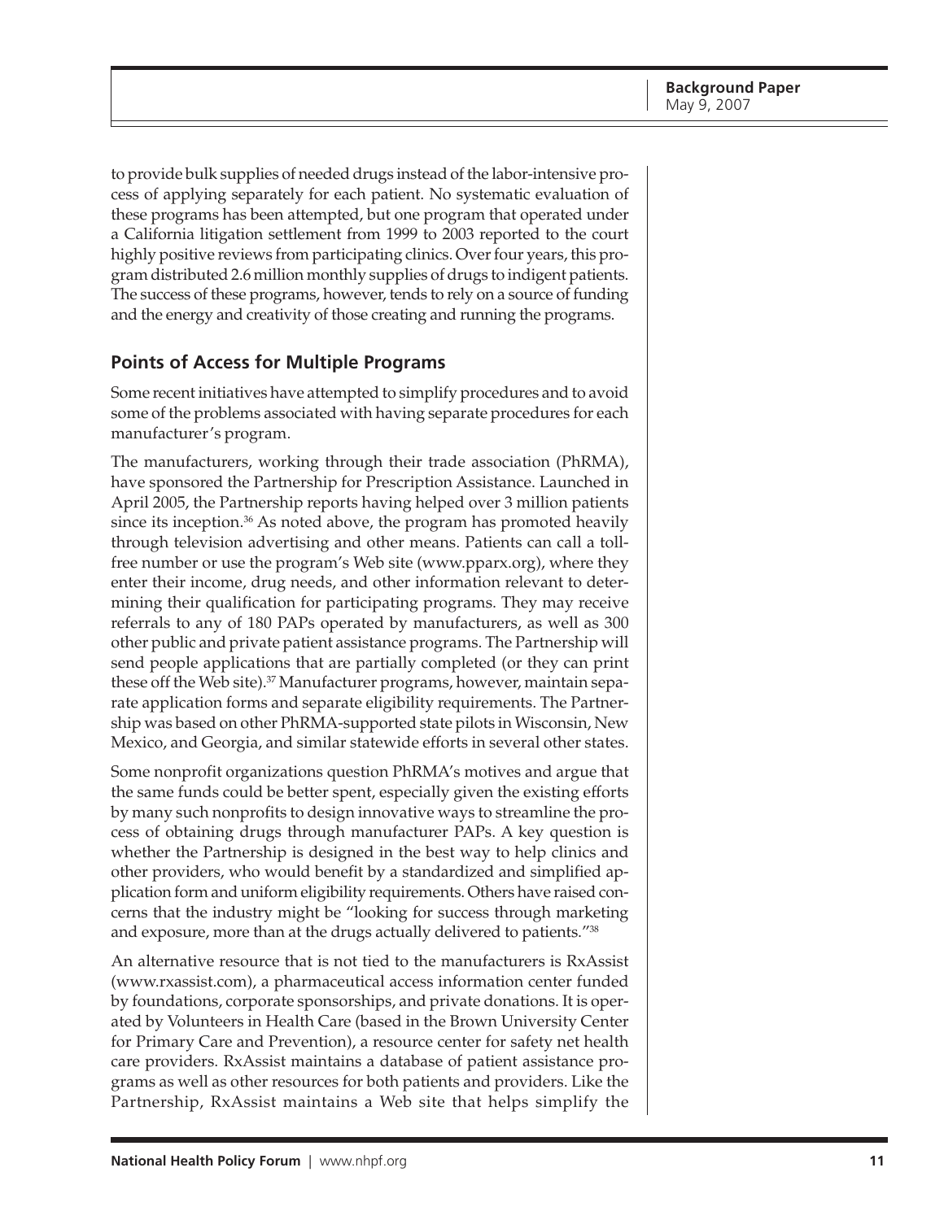to provide bulk supplies of needed drugs instead of the labor-intensive process of applying separately for each patient. No systematic evaluation of these programs has been attempted, but one program that operated under a California litigation settlement from 1999 to 2003 reported to the court highly positive reviews from participating clinics. Over four years, this program distributed 2.6 million monthly supplies of drugs to indigent patients. The success of these programs, however, tends to rely on a source of funding and the energy and creativity of those creating and running the programs.

## Points of Access for Multiple Programs

Some recent initiatives have attempted to simplify procedures and to avoid some of the problems associated with having separate procedures for each manufacturer's program.

The manufacturers, working through their trade association (PhRMA), have sponsored the Partnership for Prescription Assistance. Launched in April 2005, the Partnership reports having helped over 3 million patients since its inception.[36] As noted above, the program has promoted heavily through television advertising and other means. Patients can call a toll-free number or use the program's Web site (www.pparx.org), where they enter their income, drug needs, and other information relevant to determining their qualification for participating programs. They may receive referrals to any of 180 PAPs operated by manufacturers, as well as 300 other public and private patient assistance programs. The Partnership will send people applications that are partially completed (or they can print these off the Web site).[37] Manufacturer programs, however, maintain separate application forms and separate eligibility requirements. The Partnership was based on other PhRMA-supported state pilots in Wisconsin, New Mexico, and Georgia, and similar statewide efforts in several other states.

Some nonprofit organizations question PhRMA's motives and argue that the same funds could be better spent, especially given the existing efforts by many such nonprofits to design innovative ways to streamline the process of obtaining drugs through manufacturer PAPs. A key question is whether the Partnership is designed in the best way to help clinics and other providers, who would benefit by a standardized and simplified application form and uniform eligibility requirements. Others have raised concerns that the industry might be "looking for success through marketing and exposure, more than at the drugs actually delivered to patients."[38]

An alternative resource that is not tied to the manufacturers is RxAssist (www.rxassist.com), a pharmaceutical access information center funded by foundations, corporate sponsorships, and private donations. It is operated by Volunteers in Health Care (based in the Brown University Center for Primary Care and Prevention), a resource center for safety net health care providers. RxAssist maintains a database of patient assistance programs as well as other resources for both patients and providers. Like the Partnership, RxAssist maintains a Web site that helps simplify the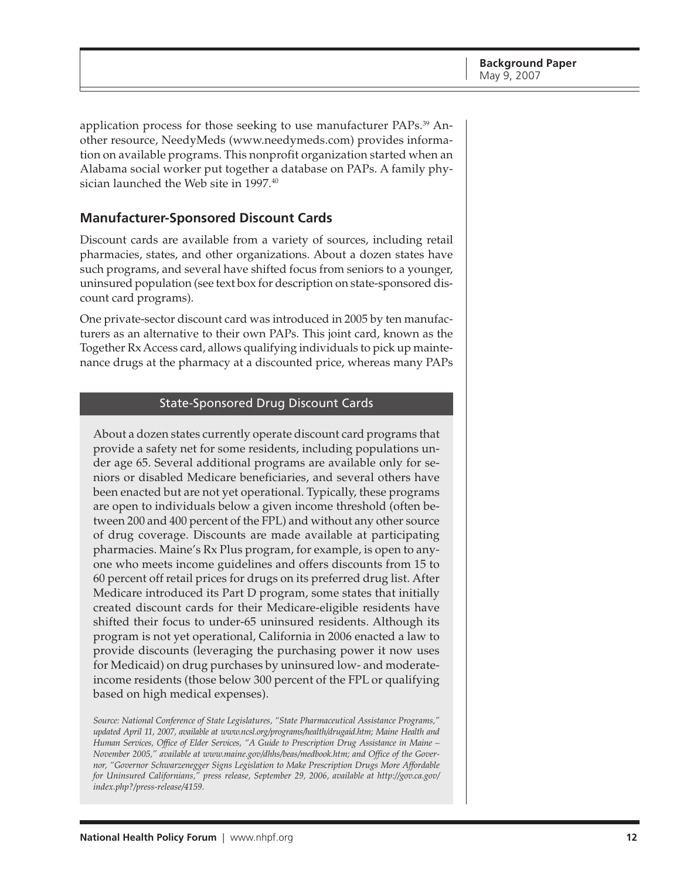application process for those seeking to use manufacturer PAPs.[39] Another resource, NeedyMeds (www.needymeds.com) provides information on available programs. This nonprofit organization started when an Alabama social worker put together a database on PAPs. A family physician launched the Web site in 1997.[40]

## Manufacturer-Sponsored Discount Cards

Discount cards are available from a variety of sources, including retail pharmacies, states, and other organizations. About a dozen states have such programs, and several have shifted focus from seniors to a younger, uninsured population (see text box for description on state-sponsored discount card programs).

One private-sector discount card was introduced in 2005 by ten manufacturers as an alternative to their own PAPs. This joint card, known as the Together Rx Access card, allows qualifying individuals to pick up maintenance drugs at the pharmacy at a discounted price, whereas many PAPs

### State-Sponsored Drug Discount Cards

About a dozen states currently operate discount card programs that provide a safety net for some residents, including populations under age 65. Several additional programs are available only for seniors or disabled Medicare beneficiaries, and several others have been enacted but are not yet operational. Typically, these programs are open to individuals below a given income threshold (often between 200 and 400 percent of the FPL) and without any other source of drug coverage. Discounts are made available at participating pharmacies. Maine's Rx Plus program, for example, is open to anyone who meets income guidelines and offers discounts from 15 to 60 percent off retail prices for drugs on its preferred drug list. After Medicare introduced its Part D program, some states that initially created discount cards for their Medicare-eligible residents have shifted their focus to under-65 uninsured residents. Although its program is not yet operational, California in 2006 enacted a law to provide discounts (leveraging the purchasing power it now uses for Medicaid) on drug purchases by uninsured low- and moderate-income residents (those below 300 percent of the FPL or qualifying based on high medical expenses).

*Source: National Conference of State Legislatures, "State Pharmaceutical Assistance Programs," updated April 11, 2007, available at www.ncsl.org/programs/health/drugaid.htm; Maine Health and Human Services, Office of Elder Services, "A Guide to Prescription Drug Assistance in Maine – November 2005," available at www.maine.gov/dhhs/beas/medbook.htm; and Office of the Governor, "Governor Schwarzenegger Signs Legislation to Make Prescription Drugs More Affordable for Uninsured Californians," press release, September 29, 2006, available at http://gov.ca.gov/index.php?/press-release/4159.*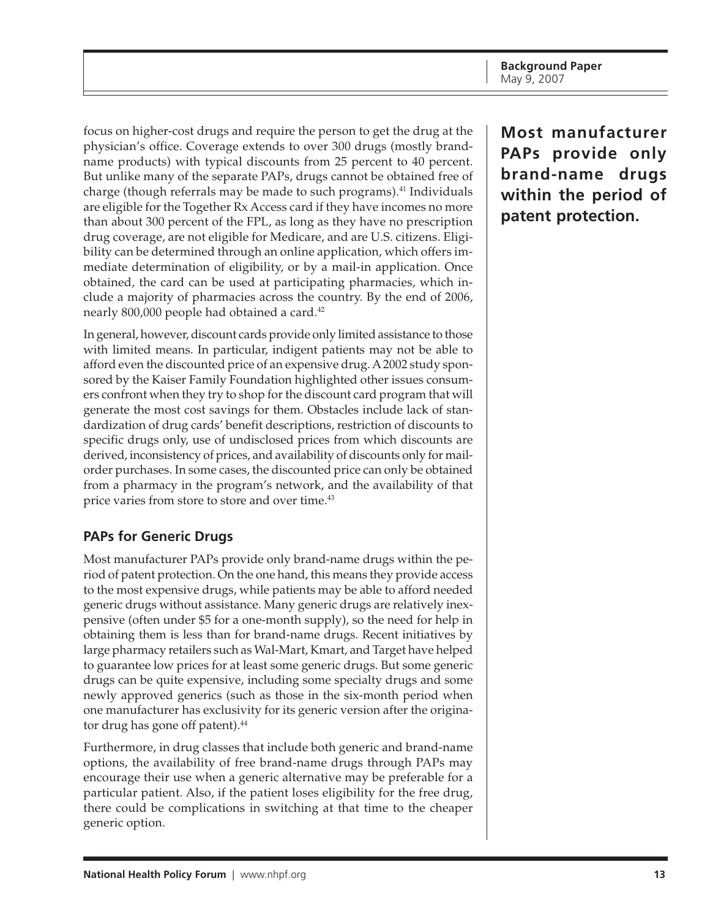focus on higher-cost drugs and require the person to get the drug at the physician's office. Coverage extends to over 300 drugs (mostly brand-name products) with typical discounts from 25 percent to 40 percent. But unlike many of the separate PAPs, drugs cannot be obtained free of charge (though referrals may be made to such programs).[41] Individuals are eligible for the Together Rx Access card if they have incomes no more than about 300 percent of the FPL, as long as they have no prescription drug coverage, are not eligible for Medicare, and are U.S. citizens. Eligibility can be determined through an online application, which offers immediate determination of eligibility, or by a mail-in application. Once obtained, the card can be used at participating pharmacies, which include a majority of pharmacies across the country. By the end of 2006, nearly 800,000 people had obtained a card.[42]

In general, however, discount cards provide only limited assistance to those with limited means. In particular, indigent patients may not be able to afford even the discounted price of an expensive drug. A 2002 study sponsored by the Kaiser Family Foundation highlighted other issues consumers confront when they try to shop for the discount card program that will generate the most cost savings for them. Obstacles include lack of standardization of drug cards' benefit descriptions, restriction of discounts to specific drugs only, use of undisclosed prices from which discounts are derived, inconsistency of prices, and availability of discounts only for mail-order purchases. In some cases, the discounted price can only be obtained from a pharmacy in the program's network, and the availability of that price varies from store to store and over time.[43]

### PAPs for Generic Drugs

**Most manufacturer PAPs provide only brand-name drugs within the period of patent protection.**

Most manufacturer PAPs provide only brand-name drugs within the period of patent protection. On the one hand, this means they provide access to the most expensive drugs, while patients may be able to afford needed generic drugs without assistance. Many generic drugs are relatively inexpensive (often under $5 for a one-month supply), so the need for help in obtaining them is less than for brand-name drugs. Recent initiatives by large pharmacy retailers such as Wal-Mart, Kmart, and Target have helped to guarantee low prices for at least some generic drugs. But some generic drugs can be quite expensive, including some specialty drugs and some newly approved generics (such as those in the six-month period when one manufacturer has exclusivity for its generic version after the originator drug has gone off patent).[44]

Furthermore, in drug classes that include both generic and brand-name options, the availability of free brand-name drugs through PAPs may encourage their use when a generic alternative may be preferable for a particular patient. Also, if the patient loses eligibility for the free drug, there could be complications in switching at that time to the cheaper generic option.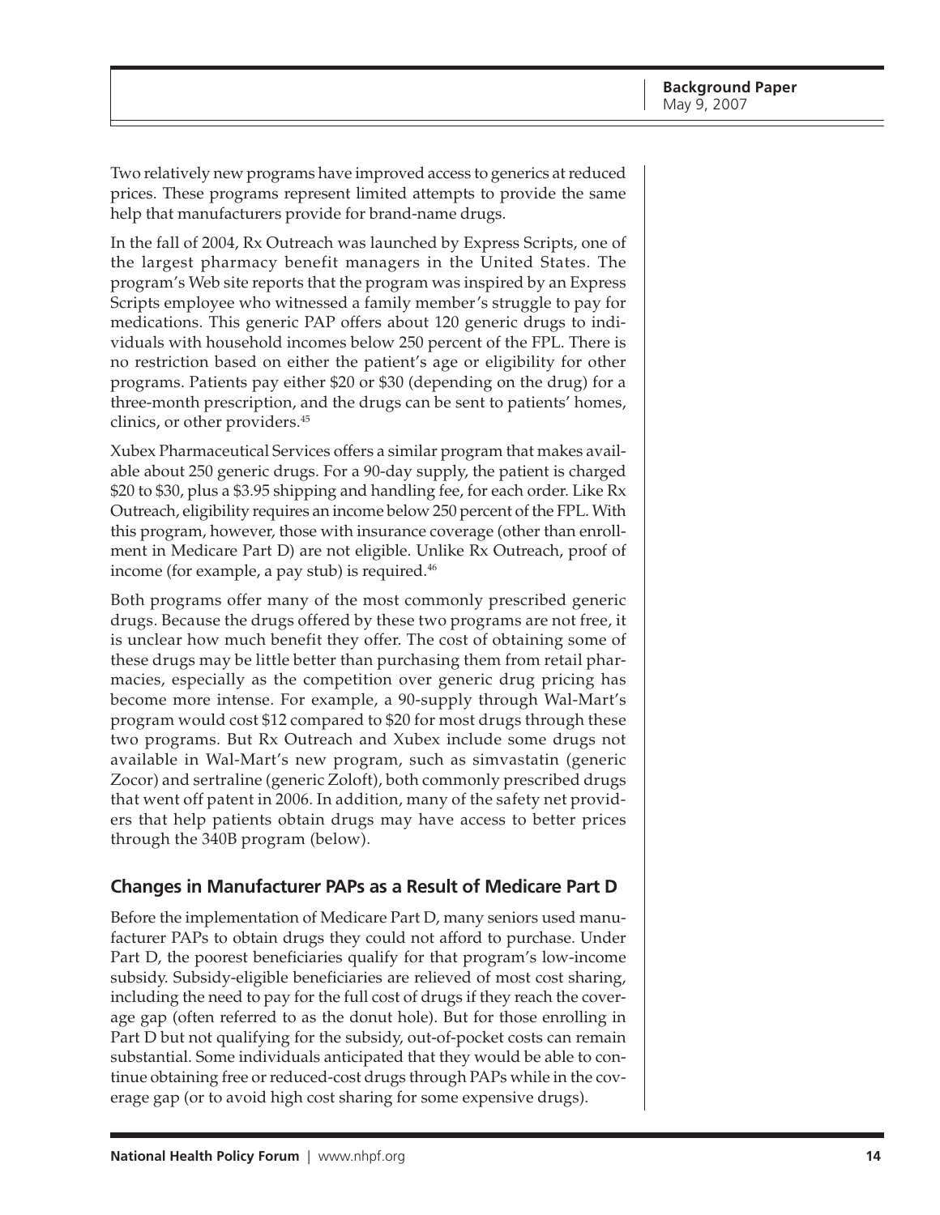Two relatively new programs have improved access to generics at reduced prices. These programs represent limited attempts to provide the same help that manufacturers provide for brand-name drugs.

In the fall of 2004, Rx Outreach was launched by Express Scripts, one of the largest pharmacy benefit managers in the United States. The program's Web site reports that the program was inspired by an Express Scripts employee who witnessed a family member's struggle to pay for medications. This generic PAP offers about 120 generic drugs to individuals with household incomes below 250 percent of the FPL. There is no restriction based on either the patient's age or eligibility for other programs. Patients pay either $20 or $30 (depending on the drug) for a three-month prescription, and the drugs can be sent to patients' homes, clinics, or other providers.[45]

Xubex Pharmaceutical Services offers a similar program that makes available about 250 generic drugs. For a 90-day supply, the patient is charged $20 to $30, plus a $3.95 shipping and handling fee, for each order. Like Rx Outreach, eligibility requires an income below 250 percent of the FPL. With this program, however, those with insurance coverage (other than enrollment in Medicare Part D) are not eligible. Unlike Rx Outreach, proof of income (for example, a pay stub) is required.[46]

Both programs offer many of the most commonly prescribed generic drugs. Because the drugs offered by these two programs are not free, it is unclear how much benefit they offer. The cost of obtaining some of these drugs may be little better than purchasing them from retail pharmacies, especially as the competition over generic drug pricing has become more intense. For example, a 90-supply through Wal-Mart's program would cost $12 compared to $20 for most drugs through these two programs. But Rx Outreach and Xubex include some drugs not available in Wal-Mart's new program, such as simvastatin (generic Zocor) and sertraline (generic Zoloft), both commonly prescribed drugs that went off patent in 2006. In addition, many of the safety net providers that help patients obtain drugs may have access to better prices through the 340B program (below).

## Changes in Manufacturer PAPs as a Result of Medicare Part D

Before the implementation of Medicare Part D, many seniors used manufacturer PAPs to obtain drugs they could not afford to purchase. Under Part D, the poorest beneficiaries qualify for that program's low-income subsidy. Subsidy-eligible beneficiaries are relieved of most cost sharing, including the need to pay for the full cost of drugs if they reach the coverage gap (often referred to as the donut hole). But for those enrolling in Part D but not qualifying for the subsidy, out-of-pocket costs can remain substantial. Some individuals anticipated that they would be able to continue obtaining free or reduced-cost drugs through PAPs while in the coverage gap (or to avoid high cost sharing for some expensive drugs).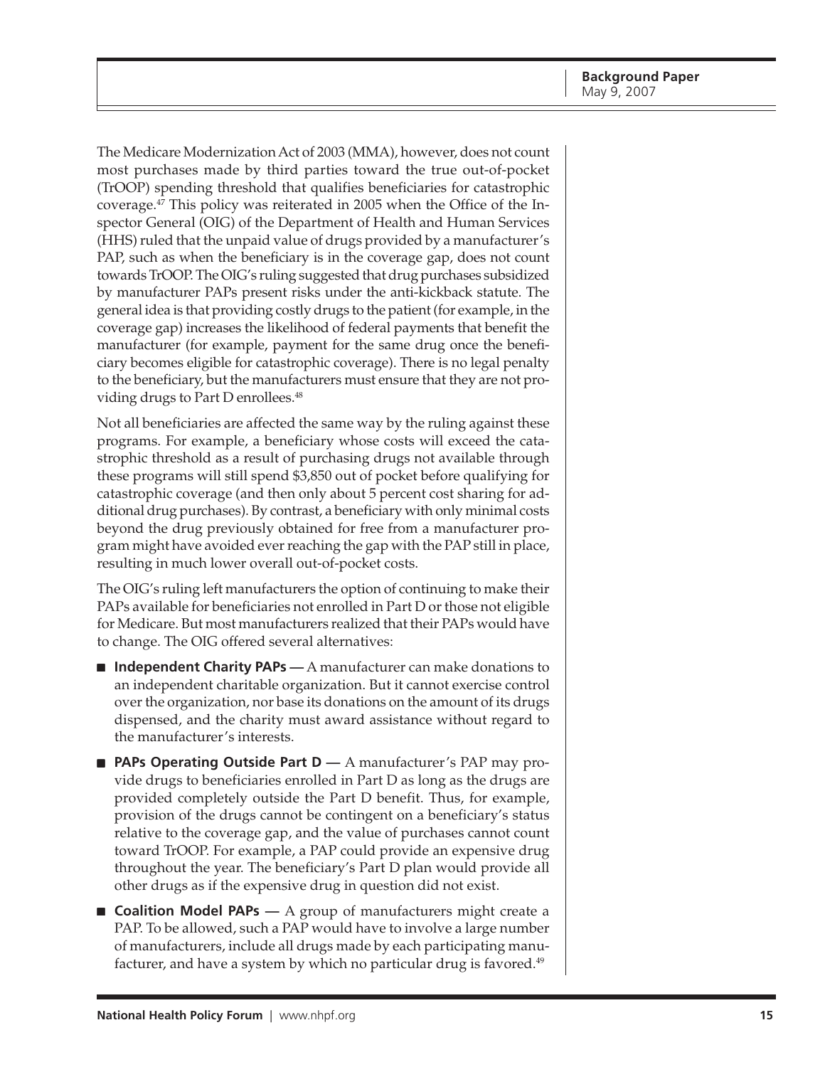The Medicare Modernization Act of 2003 (MMA), however, does not count most purchases made by third parties toward the true out-of-pocket (TrOOP) spending threshold that qualifies beneficiaries for catastrophic coverage.[47] This policy was reiterated in 2005 when the Office of the Inspector General (OIG) of the Department of Health and Human Services (HHS) ruled that the unpaid value of drugs provided by a manufacturer's PAP, such as when the beneficiary is in the coverage gap, does not count towards TrOOP. The OIG's ruling suggested that drug purchases subsidized by manufacturer PAPs present risks under the anti-kickback statute. The general idea is that providing costly drugs to the patient (for example, in the coverage gap) increases the likelihood of federal payments that benefit the manufacturer (for example, payment for the same drug once the beneficiary becomes eligible for catastrophic coverage). There is no legal penalty to the beneficiary, but the manufacturers must ensure that they are not providing drugs to Part D enrollees.[48]

Not all beneficiaries are affected the same way by the ruling against these programs. For example, a beneficiary whose costs will exceed the catastrophic threshold as a result of purchasing drugs not available through these programs will still spend $3,850 out of pocket before qualifying for catastrophic coverage (and then only about 5 percent cost sharing for additional drug purchases). By contrast, a beneficiary with only minimal costs beyond the drug previously obtained for free from a manufacturer program might have avoided ever reaching the gap with the PAP still in place, resulting in much lower overall out-of-pocket costs.

The OIG's ruling left manufacturers the option of continuing to make their PAPs available for beneficiaries not enrolled in Part D or those not eligible for Medicare. But most manufacturers realized that their PAPs would have to change. The OIG offered several alternatives:

- **Independent Charity PAPs —** A manufacturer can make donations to an independent charitable organization. But it cannot exercise control over the organization, nor base its donations on the amount of its drugs dispensed, and the charity must award assistance without regard to the manufacturer's interests.
- **PAPs Operating Outside Part D —** A manufacturer's PAP may provide drugs to beneficiaries enrolled in Part D as long as the drugs are provided completely outside the Part D benefit. Thus, for example, provision of the drugs cannot be contingent on a beneficiary's status relative to the coverage gap, and the value of purchases cannot count toward TrOOP. For example, a PAP could provide an expensive drug throughout the year. The beneficiary's Part D plan would provide all other drugs as if the expensive drug in question did not exist.
- **Coalition Model PAPs —** A group of manufacturers might create a PAP. To be allowed, such a PAP would have to involve a large number of manufacturers, include all drugs made by each participating manufacturer, and have a system by which no particular drug is favored.[49]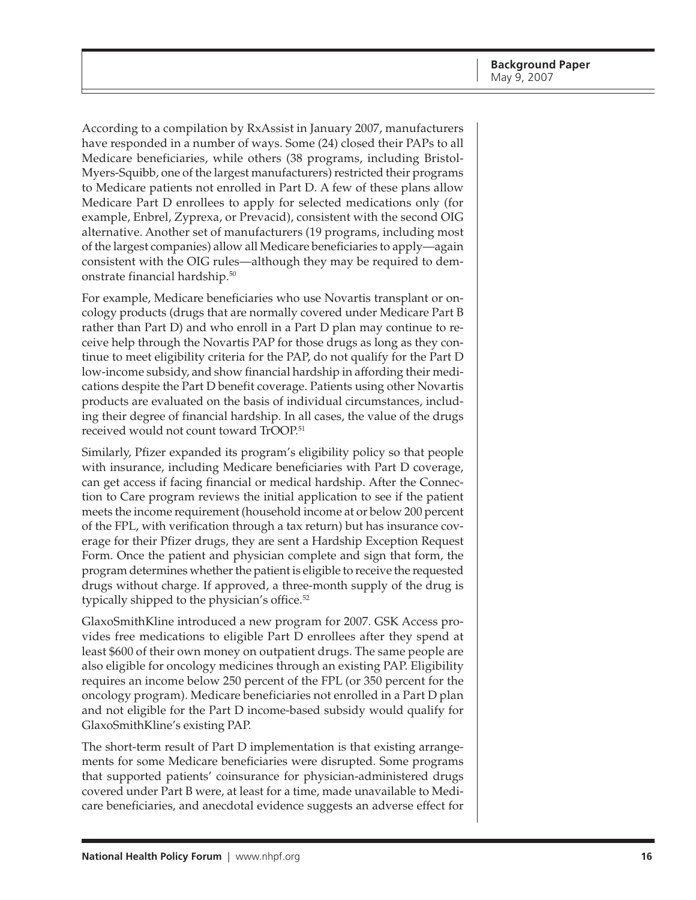According to a compilation by RxAssist in January 2007, manufacturers have responded in a number of ways. Some (24) closed their PAPs to all Medicare beneficiaries, while others (38 programs, including Bristol-Myers-Squibb, one of the largest manufacturers) restricted their programs to Medicare patients not enrolled in Part D. A few of these plans allow Medicare Part D enrollees to apply for selected medications only (for example, Enbrel, Zyprexa, or Prevacid), consistent with the second OIG alternative. Another set of manufacturers (19 programs, including most of the largest companies) allow all Medicare beneficiaries to apply—again consistent with the OIG rules—although they may be required to demonstrate financial hardship.[50]

For example, Medicare beneficiaries who use Novartis transplant or oncology products (drugs that are normally covered under Medicare Part B rather than Part D) and who enroll in a Part D plan may continue to receive help through the Novartis PAP for those drugs as long as they continue to meet eligibility criteria for the PAP, do not qualify for the Part D low-income subsidy, and show financial hardship in affording their medications despite the Part D benefit coverage. Patients using other Novartis products are evaluated on the basis of individual circumstances, including their degree of financial hardship. In all cases, the value of the drugs received would not count toward TrOOP.[51]

Similarly, Pfizer expanded its program's eligibility policy so that people with insurance, including Medicare beneficiaries with Part D coverage, can get access if facing financial or medical hardship. After the Connection to Care program reviews the initial application to see if the patient meets the income requirement (household income at or below 200 percent of the FPL, with verification through a tax return) but has insurance coverage for their Pfizer drugs, they are sent a Hardship Exception Request Form. Once the patient and physician complete and sign that form, the program determines whether the patient is eligible to receive the requested drugs without charge. If approved, a three-month supply of the drug is typically shipped to the physician's office.[52]

GlaxoSmithKline introduced a new program for 2007. GSK Access provides free medications to eligible Part D enrollees after they spend at least $600 of their own money on outpatient drugs. The same people are also eligible for oncology medicines through an existing PAP. Eligibility requires an income below 250 percent of the FPL (or 350 percent for the oncology program). Medicare beneficiaries not enrolled in a Part D plan and not eligible for the Part D income-based subsidy would qualify for GlaxoSmithKline's existing PAP.

The short-term result of Part D implementation is that existing arrangements for some Medicare beneficiaries were disrupted. Some programs that supported patients' coinsurance for physician-administered drugs covered under Part B were, at least for a time, made unavailable to Medicare beneficiaries, and anecdotal evidence suggests an adverse effect for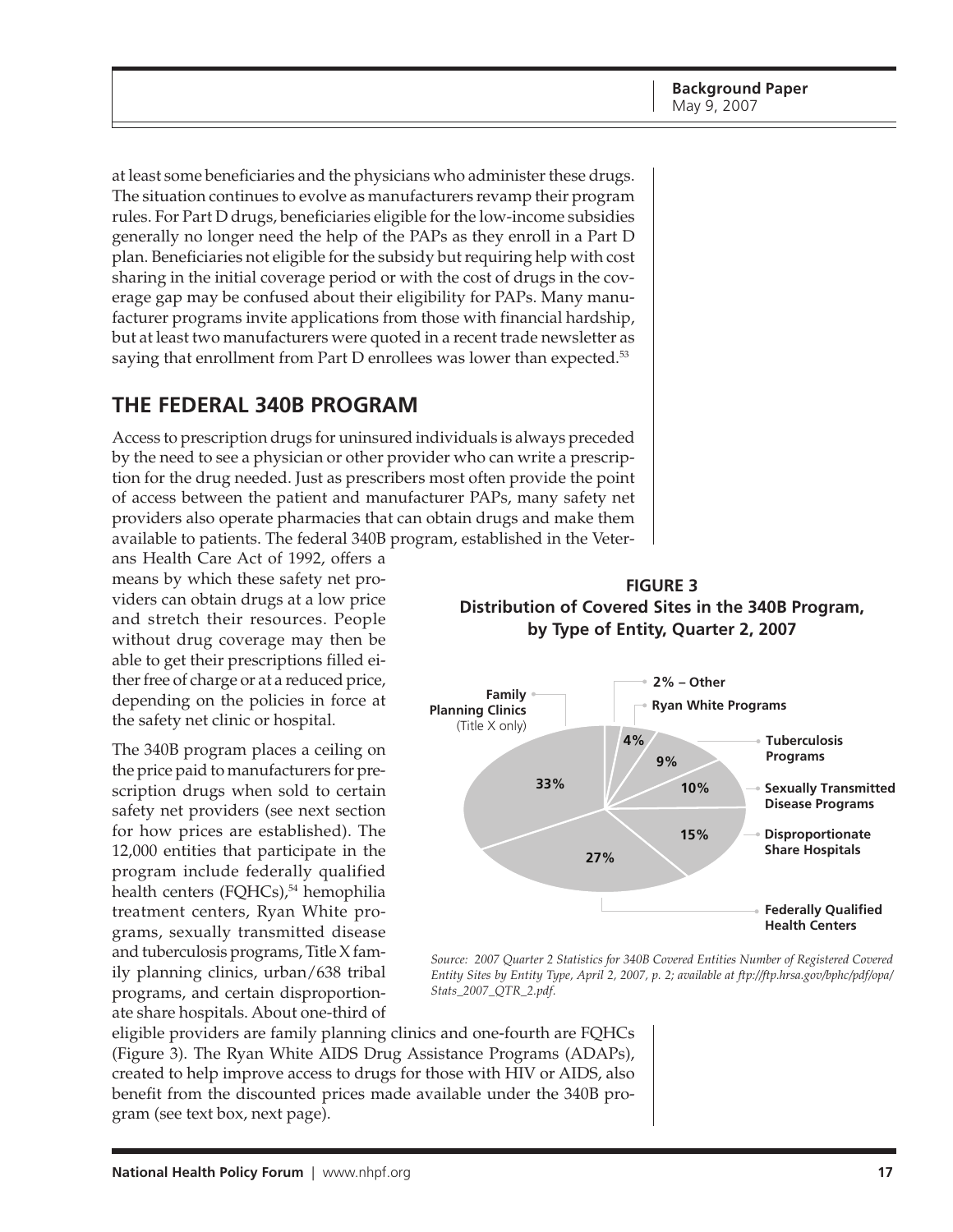at least some beneficiaries and the physicians who administer these drugs. The situation continues to evolve as manufacturers revamp their program rules. For Part D drugs, beneficiaries eligible for the low-income subsidies generally no longer need the help of the PAPs as they enroll in a Part D plan. Beneficiaries not eligible for the subsidy but requiring help with cost sharing in the initial coverage period or with the cost of drugs in the coverage gap may be confused about their eligibility for PAPs. Many manufacturer programs invite applications from those with financial hardship, but at least two manufacturers were quoted in a recent trade newsletter as saying that enrollment from Part D enrollees was lower than expected.[53]

## THE FEDERAL 340B PROGRAM

Access to prescription drugs for uninsured individuals is always preceded by the need to see a physician or other provider who can write a prescription for the drug needed. Just as prescribers most often provide the point of access between the patient and manufacturer PAPs, many safety net providers also operate pharmacies that can obtain drugs and make them available to patients. The federal 340B program, established in the Veterans Health Care Act of 1992, offers a means by which these safety net providers can obtain drugs at a low price and stretch their resources. People without drug coverage may then be able to get their prescriptions filled either free of charge or at a reduced price, depending on the policies in force at the safety net clinic or hospital.

The 340B program places a ceiling on the price paid to manufacturers for prescription drugs when sold to certain safety net providers (see next section for how prices are established). The 12,000 entities that participate in the program include federally qualified health centers (FQHCs),[54] hemophilia treatment centers, Ryan White programs, sexually transmitted disease and tuberculosis programs, Title X family planning clinics, urban/638 tribal programs, and certain disproportionate share hospitals. About one-third of eligible providers are family planning clinics and one-fourth are FQHCs (Figure 3). The Ryan White AIDS Drug Assistance Programs (ADAPs), created to help improve access to drugs for those with HIV or AIDS, also benefit from the discounted prices made available under the 340B program (see text box, next page).

**FIGURE 3**
**Distribution of Covered Sites in the 340B Program, by Type of Entity, Quarter 2, 2007**

| Type of Entity | Share |
|---|---|
| Family Planning Clinics (Title X only) | 33% |
| Federally Qualified Health Centers | 27% |
| Disproportionate Share Hospitals | 15% |
| Sexually Transmitted Disease Programs | 10% |
| Tuberculosis Programs | 9% |
| Ryan White Programs | 4% |
| Other | 2% |

*Source: 2007 Quarter 2 Statistics for 340B Covered Entities Number of Registered Covered Entity Sites by Entity Type, April 2, 2007, p. 2; available at ftp://ftp.hrsa.gov/bphc/pdf/opa/Stats_2007_QTR_2.pdf.*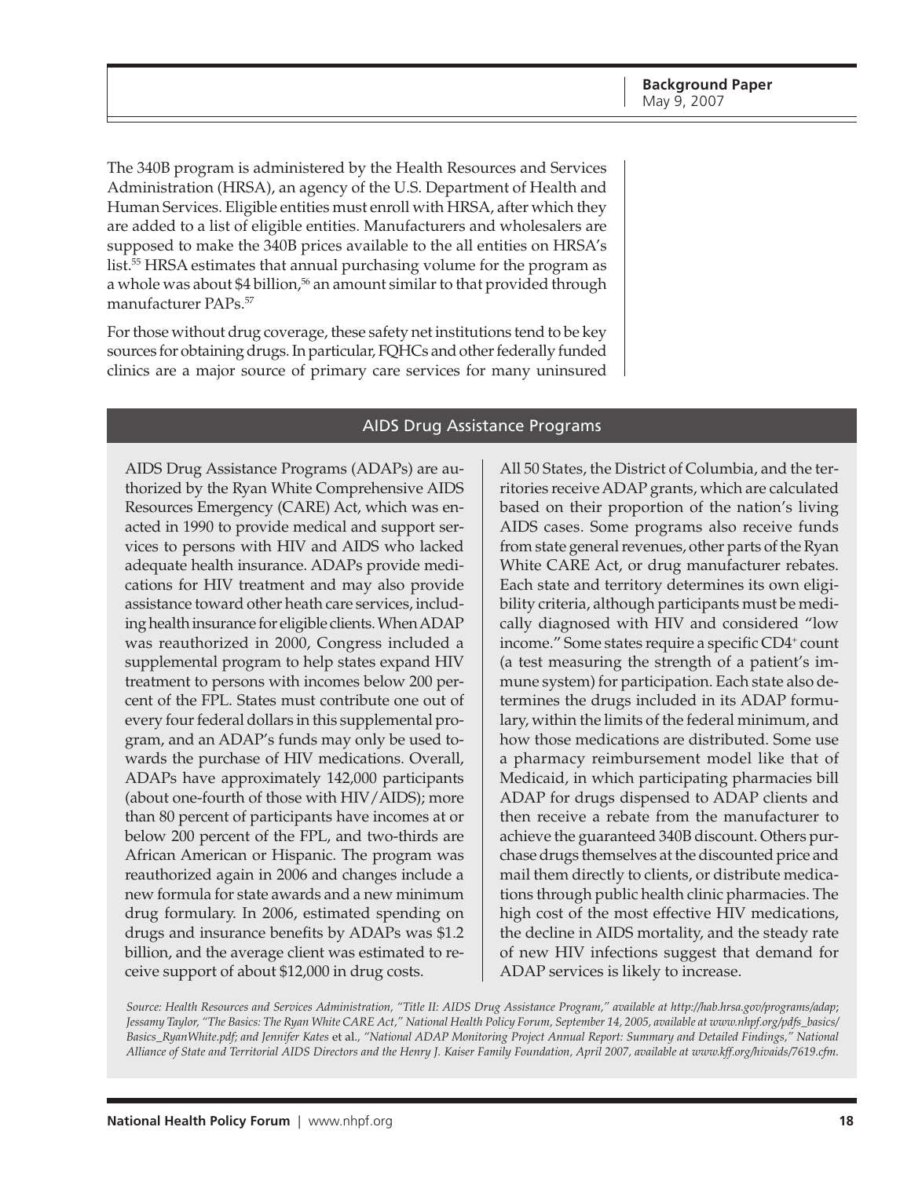The 340B program is administered by the Health Resources and Services Administration (HRSA), an agency of the U.S. Department of Health and Human Services. Eligible entities must enroll with HRSA, after which they are added to a list of eligible entities. Manufacturers and wholesalers are supposed to make the 340B prices available to the all entities on HRSA's list.[55] HRSA estimates that annual purchasing volume for the program as a whole was about $4 billion,[56] an amount similar to that provided through manufacturer PAPs.[57]

For those without drug coverage, these safety net institutions tend to be key sources for obtaining drugs. In particular, FQHCs and other federally funded clinics are a major source of primary care services for many uninsured

## AIDS Drug Assistance Programs

AIDS Drug Assistance Programs (ADAPs) are authorized by the Ryan White Comprehensive AIDS Resources Emergency (CARE) Act, which was enacted in 1990 to provide medical and support services to persons with HIV and AIDS who lacked adequate health insurance. ADAPs provide medications for HIV treatment and may also provide assistance toward other heath care services, including health insurance for eligible clients. When ADAP was reauthorized in 2000, Congress included a supplemental program to help states expand HIV treatment to persons with incomes below 200 percent of the FPL. States must contribute one out of every four federal dollars in this supplemental program, and an ADAP's funds may only be used towards the purchase of HIV medications. Overall, ADAPs have approximately 142,000 participants (about one-fourth of those with HIV/AIDS); more than 80 percent of participants have incomes at or below 200 percent of the FPL, and two-thirds are African American or Hispanic. The program was reauthorized again in 2006 and changes include a new formula for state awards and a new minimum drug formulary. In 2006, estimated spending on drugs and insurance benefits by ADAPs was $1.2 billion, and the average client was estimated to receive support of about $12,000 in drug costs.

All 50 States, the District of Columbia, and the territories receive ADAP grants, which are calculated based on their proportion of the nation's living AIDS cases. Some programs also receive funds from state general revenues, other parts of the Ryan White CARE Act, or drug manufacturer rebates. Each state and territory determines its own eligibility criteria, although participants must be medically diagnosed with HIV and considered "low income." Some states require a specific $CD4^+$ count (a test measuring the strength of a patient's immune system) for participation. Each state also determines the drugs included in its ADAP formulary, within the limits of the federal minimum, and how those medications are distributed. Some use a pharmacy reimbursement model like that of Medicaid, in which participating pharmacies bill ADAP for drugs dispensed to ADAP clients and then receive a rebate from the manufacturer to achieve the guaranteed 340B discount. Others purchase drugs themselves at the discounted price and mail them directly to clients, or distribute medications through public health clinic pharmacies. The high cost of the most effective HIV medications, the decline in AIDS mortality, and the steady rate of new HIV infections suggest that demand for ADAP services is likely to increase.

*Source: Health Resources and Services Administration, "Title II: AIDS Drug Assistance Program," available at http://hab.hrsa.gov/programs/adap; Jessamy Taylor, "The Basics: The Ryan White CARE Act," National Health Policy Forum, September 14, 2005, available at www.nhpf.org/pdfs_basics/Basics_RyanWhite.pdf; and Jennifer Kates* et al.*, "National ADAP Monitoring Project Annual Report: Summary and Detailed Findings," National Alliance of State and Territorial AIDS Directors and the Henry J. Kaiser Family Foundation, April 2007, available at www.kff.org/hivaids/7619.cfm.*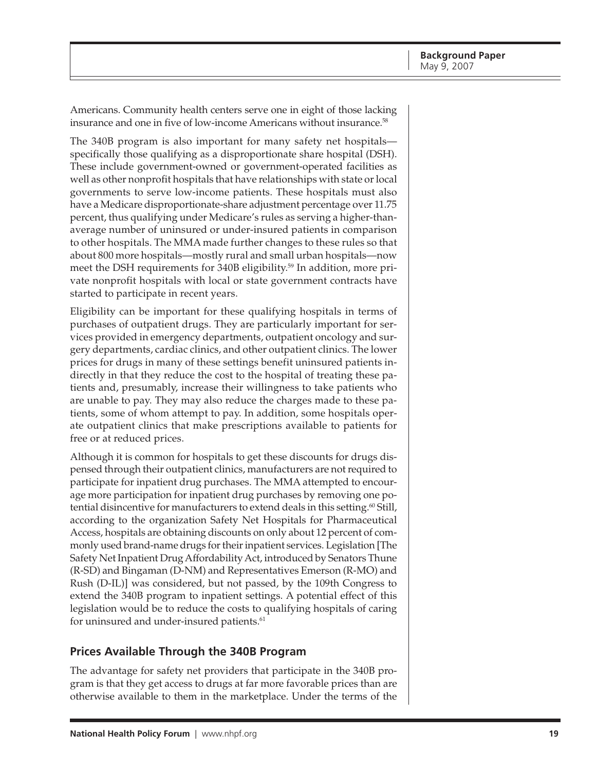Americans. Community health centers serve one in eight of those lacking insurance and one in five of low-income Americans without insurance.[58]

The 340B program is also important for many safety net hospitals—specifically those qualifying as a disproportionate share hospital (DSH). These include government-owned or government-operated facilities as well as other nonprofit hospitals that have relationships with state or local governments to serve low-income patients. These hospitals must also have a Medicare disproportionate-share adjustment percentage over 11.75 percent, thus qualifying under Medicare's rules as serving a higher-than-average number of uninsured or under-insured patients in comparison to other hospitals. The MMA made further changes to these rules so that about 800 more hospitals—mostly rural and small urban hospitals—now meet the DSH requirements for 340B eligibility.[59] In addition, more private nonprofit hospitals with local or state government contracts have started to participate in recent years.

Eligibility can be important for these qualifying hospitals in terms of purchases of outpatient drugs. They are particularly important for services provided in emergency departments, outpatient oncology and surgery departments, cardiac clinics, and other outpatient clinics. The lower prices for drugs in many of these settings benefit uninsured patients indirectly in that they reduce the cost to the hospital of treating these patients and, presumably, increase their willingness to take patients who are unable to pay. They may also reduce the charges made to these patients, some of whom attempt to pay. In addition, some hospitals operate outpatient clinics that make prescriptions available to patients for free or at reduced prices.

Although it is common for hospitals to get these discounts for drugs dispensed through their outpatient clinics, manufacturers are not required to participate for inpatient drug purchases. The MMA attempted to encourage more participation for inpatient drug purchases by removing one potential disincentive for manufacturers to extend deals in this setting.[60] Still, according to the organization Safety Net Hospitals for Pharmaceutical Access, hospitals are obtaining discounts on only about 12 percent of commonly used brand-name drugs for their inpatient services. Legislation [The Safety Net Inpatient Drug Affordability Act, introduced by Senators Thune (R-SD) and Bingaman (D-NM) and Representatives Emerson (R-MO) and Rush (D-IL)] was considered, but not passed, by the 109th Congress to extend the 340B program to inpatient settings. A potential effect of this legislation would be to reduce the costs to qualifying hospitals of caring for uninsured and under-insured patients.[61]

## Prices Available Through the 340B Program

The advantage for safety net providers that participate in the 340B program is that they get access to drugs at far more favorable prices than are otherwise available to them in the marketplace. Under the terms of the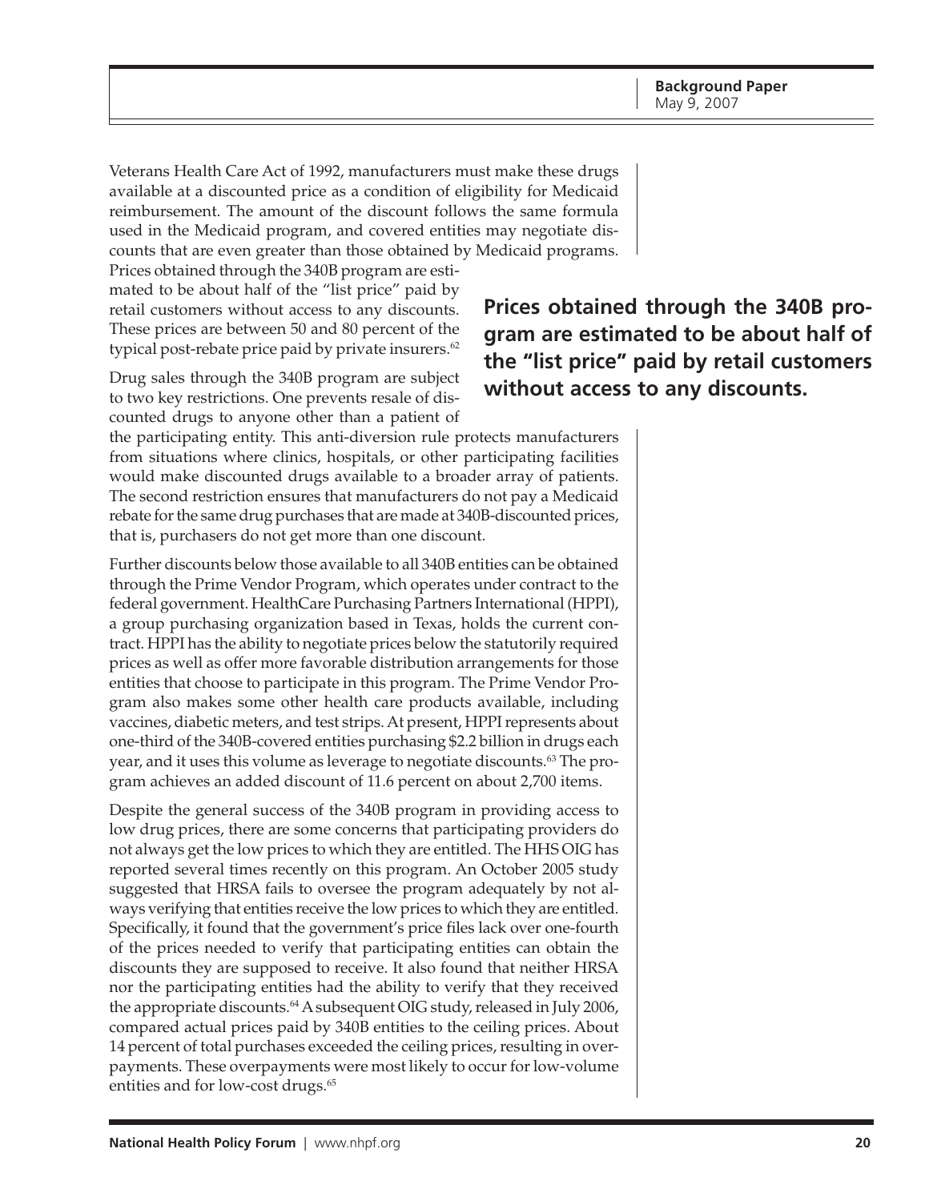Veterans Health Care Act of 1992, manufacturers must make these drugs available at a discounted price as a condition of eligibility for Medicaid reimbursement. The amount of the discount follows the same formula used in the Medicaid program, and covered entities may negotiate discounts that are even greater than those obtained by Medicaid programs. Prices obtained through the 340B program are estimated to be about half of the "list price" paid by retail customers without access to any discounts. These prices are between 50 and 80 percent of the typical post-rebate price paid by private insurers.[62]

**Prices obtained through the 340B program are estimated to be about half of the "list price" paid by retail customers without access to any discounts.**

Drug sales through the 340B program are subject to two key restrictions. One prevents resale of discounted drugs to anyone other than a patient of the participating entity. This anti-diversion rule protects manufacturers from situations where clinics, hospitals, or other participating facilities would make discounted drugs available to a broader array of patients. The second restriction ensures that manufacturers do not pay a Medicaid rebate for the same drug purchases that are made at 340B-discounted prices, that is, purchasers do not get more than one discount.

Further discounts below those available to all 340B entities can be obtained through the Prime Vendor Program, which operates under contract to the federal government. HealthCare Purchasing Partners International (HPPI), a group purchasing organization based in Texas, holds the current contract. HPPI has the ability to negotiate prices below the statutorily required prices as well as offer more favorable distribution arrangements for those entities that choose to participate in this program. The Prime Vendor Program also makes some other health care products available, including vaccines, diabetic meters, and test strips. At present, HPPI represents about one-third of the 340B-covered entities purchasing $2.2 billion in drugs each year, and it uses this volume as leverage to negotiate discounts.[63] The program achieves an added discount of 11.6 percent on about 2,700 items.

Despite the general success of the 340B program in providing access to low drug prices, there are some concerns that participating providers do not always get the low prices to which they are entitled. The HHS OIG has reported several times recently on this program. An October 2005 study suggested that HRSA fails to oversee the program adequately by not always verifying that entities receive the low prices to which they are entitled. Specifically, it found that the government's price files lack over one-fourth of the prices needed to verify that participating entities can obtain the discounts they are supposed to receive. It also found that neither HRSA nor the participating entities had the ability to verify that they received the appropriate discounts.[64] A subsequent OIG study, released in July 2006, compared actual prices paid by 340B entities to the ceiling prices. About 14 percent of total purchases exceeded the ceiling prices, resulting in overpayments. These overpayments were most likely to occur for low-volume entities and for low-cost drugs.[65]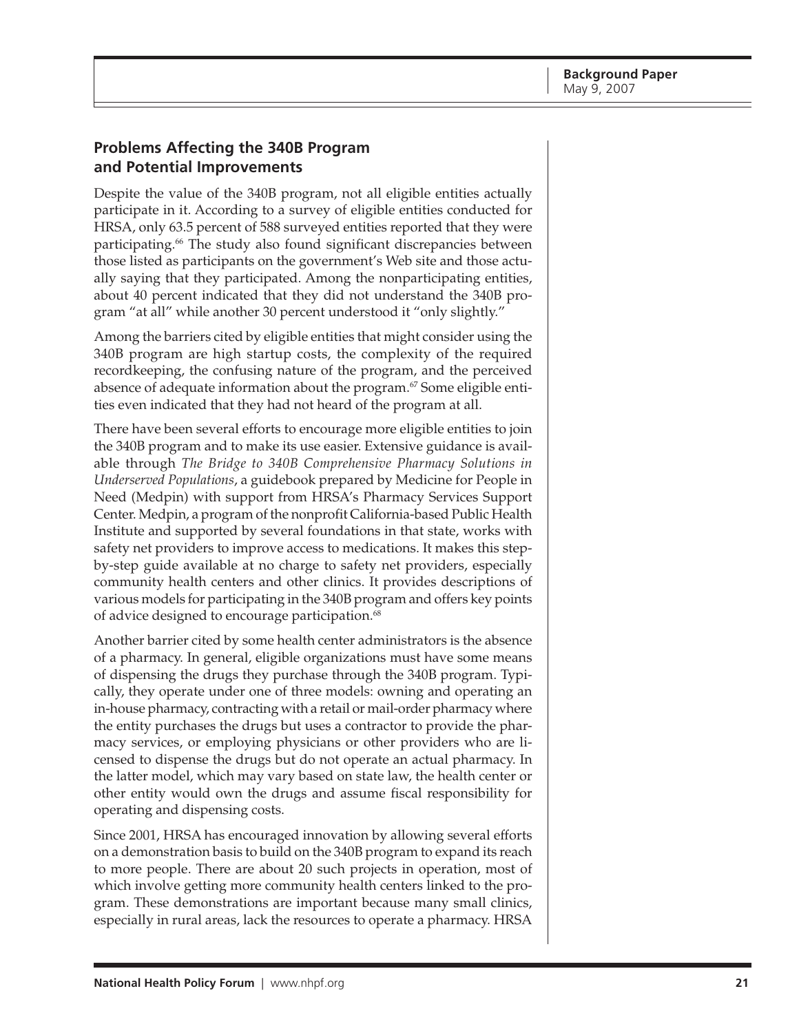## Problems Affecting the 340B Program and Potential Improvements

Despite the value of the 340B program, not all eligible entities actually participate in it. According to a survey of eligible entities conducted for HRSA, only 63.5 percent of 588 surveyed entities reported that they were participating.[66] The study also found significant discrepancies between those listed as participants on the government's Web site and those actually saying that they participated. Among the nonparticipating entities, about 40 percent indicated that they did not understand the 340B program "at all" while another 30 percent understood it "only slightly."

Among the barriers cited by eligible entities that might consider using the 340B program are high startup costs, the complexity of the required recordkeeping, the confusing nature of the program, and the perceived absence of adequate information about the program.[67] Some eligible entities even indicated that they had not heard of the program at all.

There have been several efforts to encourage more eligible entities to join the 340B program and to make its use easier. Extensive guidance is available through *The Bridge to 340B Comprehensive Pharmacy Solutions in Underserved Populations*, a guidebook prepared by Medicine for People in Need (Medpin) with support from HRSA's Pharmacy Services Support Center. Medpin, a program of the nonprofit California-based Public Health Institute and supported by several foundations in that state, works with safety net providers to improve access to medications. It makes this step-by-step guide available at no charge to safety net providers, especially community health centers and other clinics. It provides descriptions of various models for participating in the 340B program and offers key points of advice designed to encourage participation.[68]

Another barrier cited by some health center administrators is the absence of a pharmacy. In general, eligible organizations must have some means of dispensing the drugs they purchase through the 340B program. Typically, they operate under one of three models: owning and operating an in-house pharmacy, contracting with a retail or mail-order pharmacy where the entity purchases the drugs but uses a contractor to provide the pharmacy services, or employing physicians or other providers who are licensed to dispense the drugs but do not operate an actual pharmacy. In the latter model, which may vary based on state law, the health center or other entity would own the drugs and assume fiscal responsibility for operating and dispensing costs.

Since 2001, HRSA has encouraged innovation by allowing several efforts on a demonstration basis to build on the 340B program to expand its reach to more people. There are about 20 such projects in operation, most of which involve getting more community health centers linked to the program. These demonstrations are important because many small clinics, especially in rural areas, lack the resources to operate a pharmacy. HRSA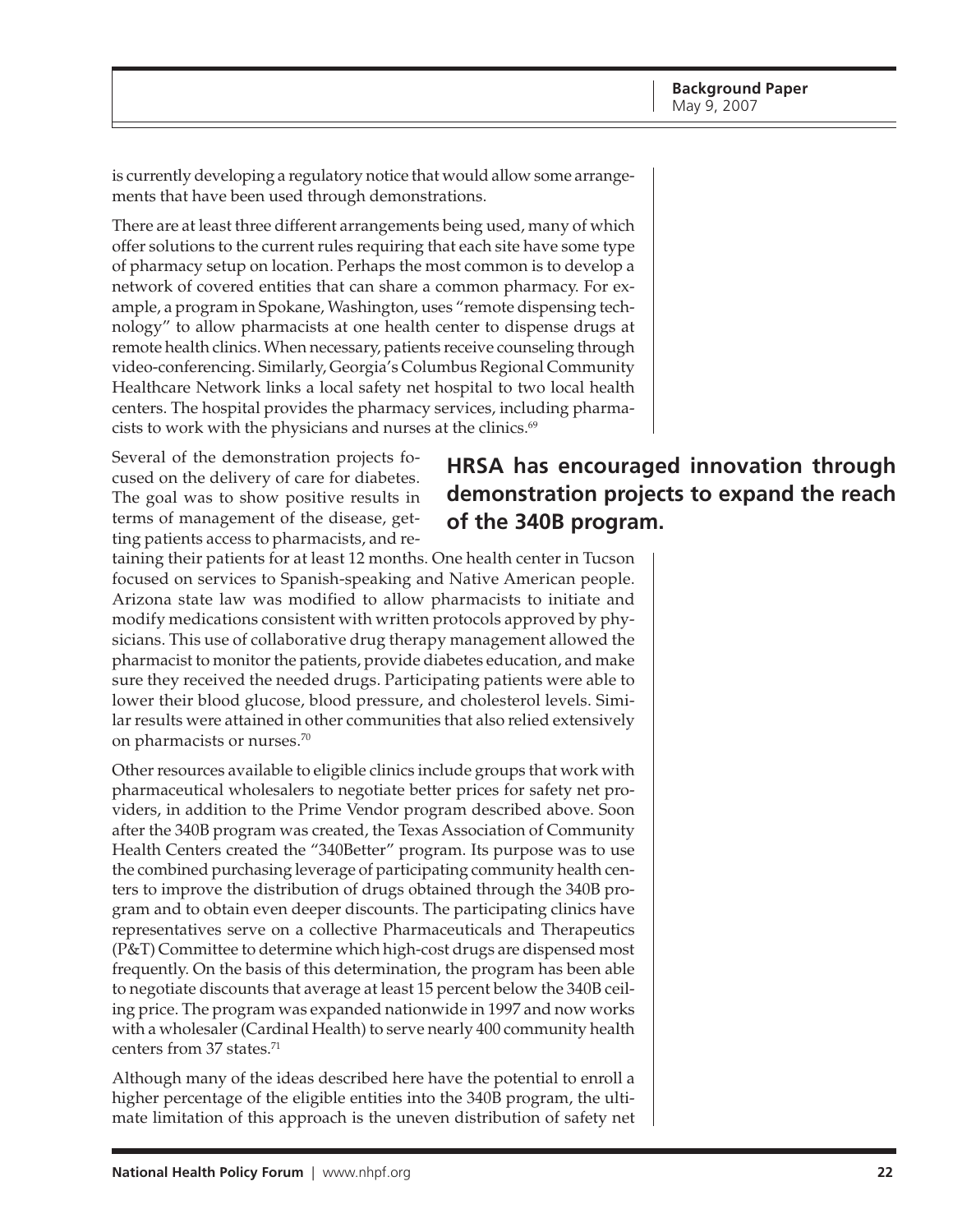is currently developing a regulatory notice that would allow some arrangements that have been used through demonstrations.

There are at least three different arrangements being used, many of which offer solutions to the current rules requiring that each site have some type of pharmacy setup on location. Perhaps the most common is to develop a network of covered entities that can share a common pharmacy. For example, a program in Spokane, Washington, uses "remote dispensing technology" to allow pharmacists at one health center to dispense drugs at remote health clinics. When necessary, patients receive counseling through video-conferencing. Similarly, Georgia's Columbus Regional Community Healthcare Network links a local safety net hospital to two local health centers. The hospital provides the pharmacy services, including pharmacists to work with the physicians and nurses at the clinics.[69]

**HRSA has encouraged innovation through demonstration projects to expand the reach of the 340B program.**

Several of the demonstration projects focused on the delivery of care for diabetes. The goal was to show positive results in terms of management of the disease, getting patients access to pharmacists, and retaining their patients for at least 12 months. One health center in Tucson focused on services to Spanish-speaking and Native American people. Arizona state law was modified to allow pharmacists to initiate and modify medications consistent with written protocols approved by physicians. This use of collaborative drug therapy management allowed the pharmacist to monitor the patients, provide diabetes education, and make sure they received the needed drugs. Participating patients were able to lower their blood glucose, blood pressure, and cholesterol levels. Similar results were attained in other communities that also relied extensively on pharmacists or nurses.[70]

Other resources available to eligible clinics include groups that work with pharmaceutical wholesalers to negotiate better prices for safety net providers, in addition to the Prime Vendor program described above. Soon after the 340B program was created, the Texas Association of Community Health Centers created the "340Better" program. Its purpose was to use the combined purchasing leverage of participating community health centers to improve the distribution of drugs obtained through the 340B program and to obtain even deeper discounts. The participating clinics have representatives serve on a collective Pharmaceuticals and Therapeutics (P&T) Committee to determine which high-cost drugs are dispensed most frequently. On the basis of this determination, the program has been able to negotiate discounts that average at least 15 percent below the 340B ceiling price. The program was expanded nationwide in 1997 and now works with a wholesaler (Cardinal Health) to serve nearly 400 community health centers from 37 states.[71]

Although many of the ideas described here have the potential to enroll a higher percentage of the eligible entities into the 340B program, the ultimate limitation of this approach is the uneven distribution of safety net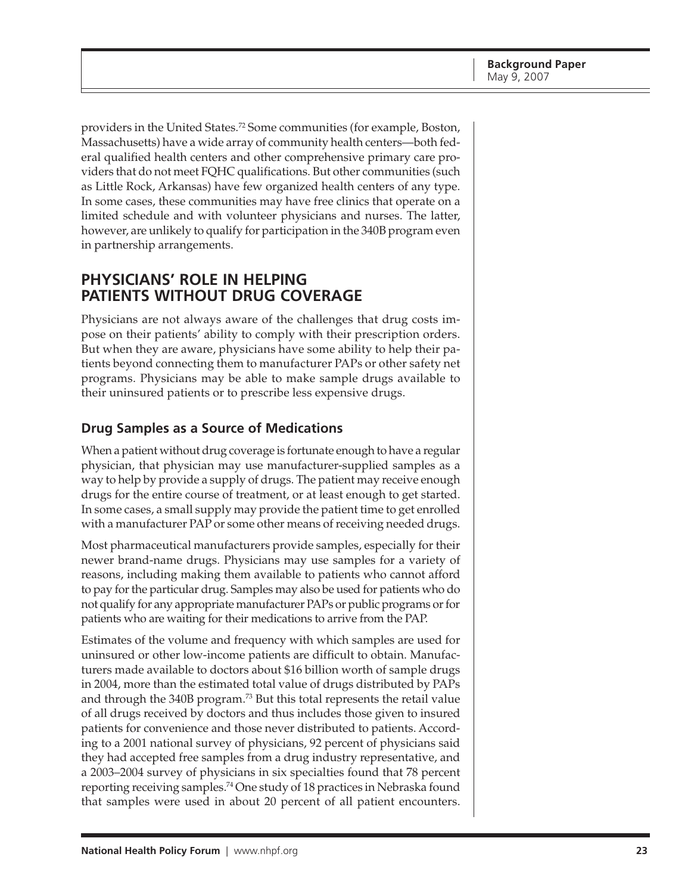providers in the United States.[72] Some communities (for example, Boston, Massachusetts) have a wide array of community health centers—both federal qualified health centers and other comprehensive primary care providers that do not meet FQHC qualifications. But other communities (such as Little Rock, Arkansas) have few organized health centers of any type. In some cases, these communities may have free clinics that operate on a limited schedule and with volunteer physicians and nurses. The latter, however, are unlikely to qualify for participation in the 340B program even in partnership arrangements.

## PHYSICIANS' ROLE IN HELPING PATIENTS WITHOUT DRUG COVERAGE

Physicians are not always aware of the challenges that drug costs impose on their patients' ability to comply with their prescription orders. But when they are aware, physicians have some ability to help their patients beyond connecting them to manufacturer PAPs or other safety net programs. Physicians may be able to make sample drugs available to their uninsured patients or to prescribe less expensive drugs.

### Drug Samples as a Source of Medications

When a patient without drug coverage is fortunate enough to have a regular physician, that physician may use manufacturer-supplied samples as a way to help by provide a supply of drugs. The patient may receive enough drugs for the entire course of treatment, or at least enough to get started. In some cases, a small supply may provide the patient time to get enrolled with a manufacturer PAP or some other means of receiving needed drugs.

Most pharmaceutical manufacturers provide samples, especially for their newer brand-name drugs. Physicians may use samples for a variety of reasons, including making them available to patients who cannot afford to pay for the particular drug. Samples may also be used for patients who do not qualify for any appropriate manufacturer PAPs or public programs or for patients who are waiting for their medications to arrive from the PAP.

Estimates of the volume and frequency with which samples are used for uninsured or other low-income patients are difficult to obtain. Manufacturers made available to doctors about $16 billion worth of sample drugs in 2004, more than the estimated total value of drugs distributed by PAPs and through the 340B program.[73] But this total represents the retail value of all drugs received by doctors and thus includes those given to insured patients for convenience and those never distributed to patients. According to a 2001 national survey of physicians, 92 percent of physicians said they had accepted free samples from a drug industry representative, and a 2003–2004 survey of physicians in six specialties found that 78 percent reporting receiving samples.[74] One study of 18 practices in Nebraska found that samples were used in about 20 percent of all patient encounters.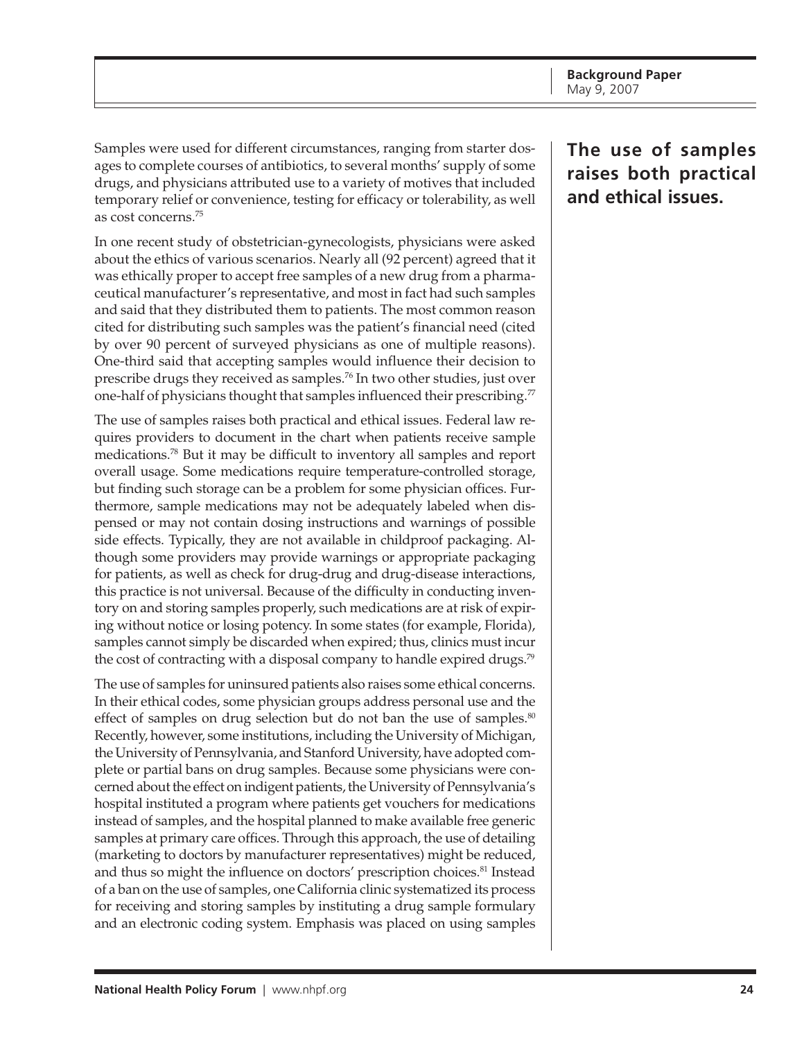Samples were used for different circumstances, ranging from starter dosages to complete courses of antibiotics, to several months' supply of some drugs, and physicians attributed use to a variety of motives that included temporary relief or convenience, testing for efficacy or tolerability, as well as cost concerns.[75]

In one recent study of obstetrician-gynecologists, physicians were asked about the ethics of various scenarios. Nearly all (92 percent) agreed that it was ethically proper to accept free samples of a new drug from a pharmaceutical manufacturer's representative, and most in fact had such samples and said that they distributed them to patients. The most common reason cited for distributing such samples was the patient's financial need (cited by over 90 percent of surveyed physicians as one of multiple reasons). One-third said that accepting samples would influence their decision to prescribe drugs they received as samples.[76] In two other studies, just over one-half of physicians thought that samples influenced their prescribing.[77]

**The use of samples raises both practical and ethical issues.**

The use of samples raises both practical and ethical issues. Federal law requires providers to document in the chart when patients receive sample medications.[78] But it may be difficult to inventory all samples and report overall usage. Some medications require temperature-controlled storage, but finding such storage can be a problem for some physician offices. Furthermore, sample medications may not be adequately labeled when dispensed or may not contain dosing instructions and warnings of possible side effects. Typically, they are not available in childproof packaging. Although some providers may provide warnings or appropriate packaging for patients, as well as check for drug-drug and drug-disease interactions, this practice is not universal. Because of the difficulty in conducting inventory on and storing samples properly, such medications are at risk of expiring without notice or losing potency. In some states (for example, Florida), samples cannot simply be discarded when expired; thus, clinics must incur the cost of contracting with a disposal company to handle expired drugs.[79]

The use of samples for uninsured patients also raises some ethical concerns. In their ethical codes, some physician groups address personal use and the effect of samples on drug selection but do not ban the use of samples.[80] Recently, however, some institutions, including the University of Michigan, the University of Pennsylvania, and Stanford University, have adopted complete or partial bans on drug samples. Because some physicians were concerned about the effect on indigent patients, the University of Pennsylvania's hospital instituted a program where patients get vouchers for medications instead of samples, and the hospital planned to make available free generic samples at primary care offices. Through this approach, the use of detailing (marketing to doctors by manufacturer representatives) might be reduced, and thus so might the influence on doctors' prescription choices.[81] Instead of a ban on the use of samples, one California clinic systematized its process for receiving and storing samples by instituting a drug sample formulary and an electronic coding system. Emphasis was placed on using samples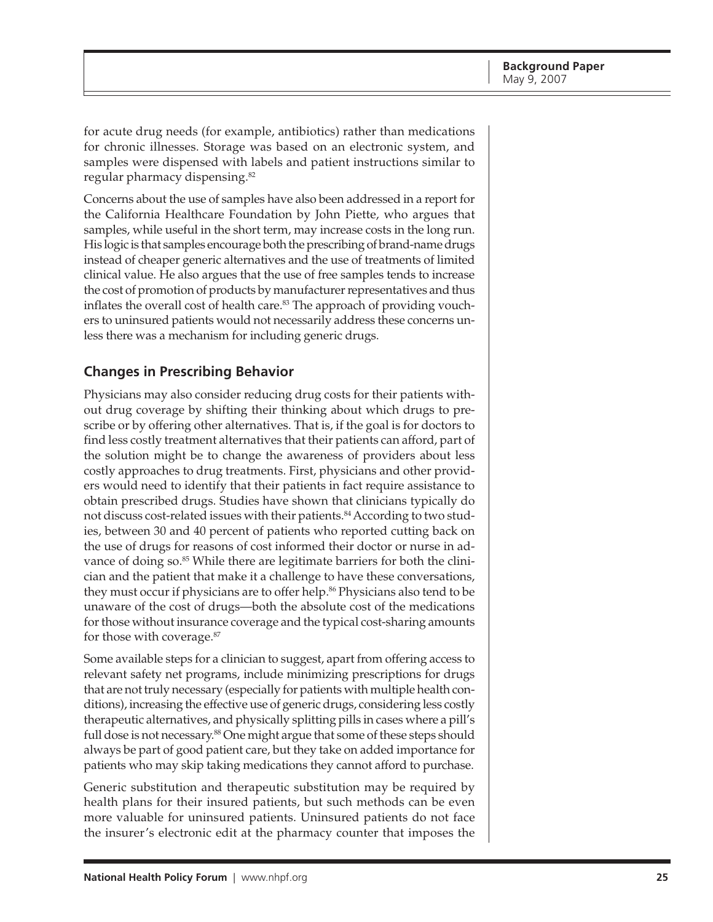for acute drug needs (for example, antibiotics) rather than medications for chronic illnesses. Storage was based on an electronic system, and samples were dispensed with labels and patient instructions similar to regular pharmacy dispensing.[82]

Concerns about the use of samples have also been addressed in a report for the California Healthcare Foundation by John Piette, who argues that samples, while useful in the short term, may increase costs in the long run. His logic is that samples encourage both the prescribing of brand-name drugs instead of cheaper generic alternatives and the use of treatments of limited clinical value. He also argues that the use of free samples tends to increase the cost of promotion of products by manufacturer representatives and thus inflates the overall cost of health care.[83] The approach of providing vouchers to uninsured patients would not necessarily address these concerns unless there was a mechanism for including generic drugs.

## Changes in Prescribing Behavior

Physicians may also consider reducing drug costs for their patients without drug coverage by shifting their thinking about which drugs to prescribe or by offering other alternatives. That is, if the goal is for doctors to find less costly treatment alternatives that their patients can afford, part of the solution might be to change the awareness of providers about less costly approaches to drug treatments. First, physicians and other providers would need to identify that their patients in fact require assistance to obtain prescribed drugs. Studies have shown that clinicians typically do not discuss cost-related issues with their patients.[84] According to two studies, between 30 and 40 percent of patients who reported cutting back on the use of drugs for reasons of cost informed their doctor or nurse in advance of doing so.[85] While there are legitimate barriers for both the clinician and the patient that make it a challenge to have these conversations, they must occur if physicians are to offer help.[86] Physicians also tend to be unaware of the cost of drugs—both the absolute cost of the medications for those without insurance coverage and the typical cost-sharing amounts for those with coverage.[87]

Some available steps for a clinician to suggest, apart from offering access to relevant safety net programs, include minimizing prescriptions for drugs that are not truly necessary (especially for patients with multiple health conditions), increasing the effective use of generic drugs, considering less costly therapeutic alternatives, and physically splitting pills in cases where a pill's full dose is not necessary.[88] One might argue that some of these steps should always be part of good patient care, but they take on added importance for patients who may skip taking medications they cannot afford to purchase.

Generic substitution and therapeutic substitution may be required by health plans for their insured patients, but such methods can be even more valuable for uninsured patients. Uninsured patients do not face the insurer's electronic edit at the pharmacy counter that imposes the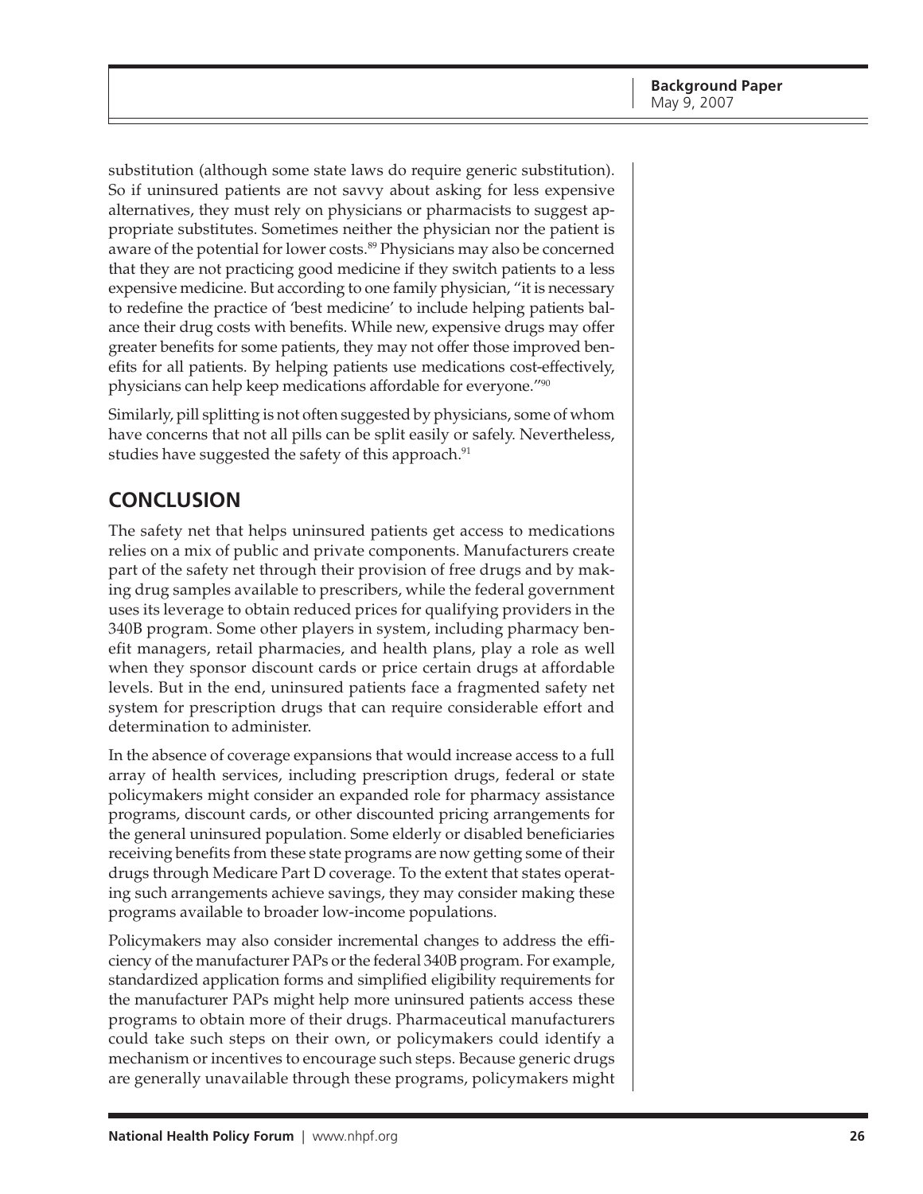substitution (although some state laws do require generic substitution). So if uninsured patients are not savvy about asking for less expensive alternatives, they must rely on physicians or pharmacists to suggest appropriate substitutes. Sometimes neither the physician nor the patient is aware of the potential for lower costs.[89] Physicians may also be concerned that they are not practicing good medicine if they switch patients to a less expensive medicine. But according to one family physician, "it is necessary to redefine the practice of 'best medicine' to include helping patients balance their drug costs with benefits. While new, expensive drugs may offer greater benefits for some patients, they may not offer those improved benefits for all patients. By helping patients use medications cost-effectively, physicians can help keep medications affordable for everyone."[90]

Similarly, pill splitting is not often suggested by physicians, some of whom have concerns that not all pills can be split easily or safely. Nevertheless, studies have suggested the safety of this approach.[91]

## CONCLUSION

The safety net that helps uninsured patients get access to medications relies on a mix of public and private components. Manufacturers create part of the safety net through their provision of free drugs and by making drug samples available to prescribers, while the federal government uses its leverage to obtain reduced prices for qualifying providers in the 340B program. Some other players in system, including pharmacy benefit managers, retail pharmacies, and health plans, play a role as well when they sponsor discount cards or price certain drugs at affordable levels. But in the end, uninsured patients face a fragmented safety net system for prescription drugs that can require considerable effort and determination to administer.

In the absence of coverage expansions that would increase access to a full array of health services, including prescription drugs, federal or state policymakers might consider an expanded role for pharmacy assistance programs, discount cards, or other discounted pricing arrangements for the general uninsured population. Some elderly or disabled beneficiaries receiving benefits from these state programs are now getting some of their drugs through Medicare Part D coverage. To the extent that states operating such arrangements achieve savings, they may consider making these programs available to broader low-income populations.

Policymakers may also consider incremental changes to address the efficiency of the manufacturer PAPs or the federal 340B program. For example, standardized application forms and simplified eligibility requirements for the manufacturer PAPs might help more uninsured patients access these programs to obtain more of their drugs. Pharmaceutical manufacturers could take such steps on their own, or policymakers could identify a mechanism or incentives to encourage such steps. Because generic drugs are generally unavailable through these programs, policymakers might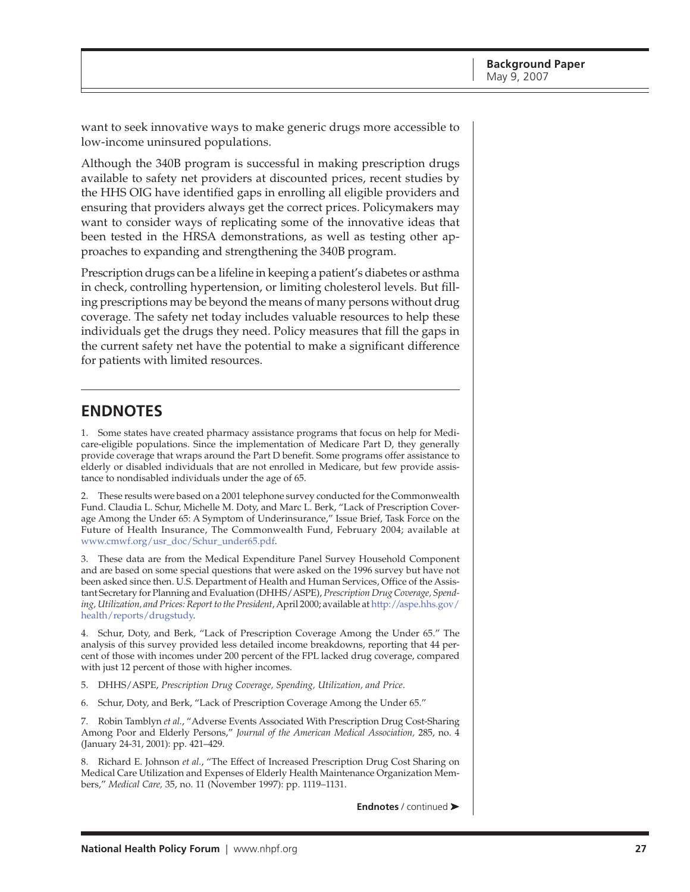want to seek innovative ways to make generic drugs more accessible to low-income uninsured populations.

Although the 340B program is successful in making prescription drugs available to safety net providers at discounted prices, recent studies by the HHS OIG have identified gaps in enrolling all eligible providers and ensuring that providers always get the correct prices. Policymakers may want to consider ways of replicating some of the innovative ideas that been tested in the HRSA demonstrations, as well as testing other approaches to expanding and strengthening the 340B program.

Prescription drugs can be a lifeline in keeping a patient's diabetes or asthma in check, controlling hypertension, or limiting cholesterol levels. But filling prescriptions may be beyond the means of many persons without drug coverage. The safety net today includes valuable resources to help these individuals get the drugs they need. Policy measures that fill the gaps in the current safety net have the potential to make a significant difference for patients with limited resources.

## ENDNOTES

1. Some states have created pharmacy assistance programs that focus on help for Medicare-eligible populations. Since the implementation of Medicare Part D, they generally provide coverage that wraps around the Part D benefit. Some programs offer assistance to elderly or disabled individuals that are not enrolled in Medicare, but few provide assistance to nondisabled individuals under the age of 65.

2. These results were based on a 2001 telephone survey conducted for the Commonwealth Fund. Claudia L. Schur, Michelle M. Doty, and Marc L. Berk, "Lack of Prescription Coverage Among the Under 65: A Symptom of Underinsurance," Issue Brief, Task Force on the Future of Health Insurance, The Commonwealth Fund, February 2004; available at www.cmwf.org/usr_doc/Schur_under65.pdf.

3. These data are from the Medical Expenditure Panel Survey Household Component and are based on some special questions that were asked on the 1996 survey but have not been asked since then. U.S. Department of Health and Human Services, Office of the Assistant Secretary for Planning and Evaluation (DHHS/ASPE), *Prescription Drug Coverage, Spending, Utilization, and Prices: Report to the President*, April 2000; available at http://aspe.hhs.gov/health/reports/drugstudy.

4. Schur, Doty, and Berk, "Lack of Prescription Coverage Among the Under 65." The analysis of this survey provided less detailed income breakdowns, reporting that 44 percent of those with incomes under 200 percent of the FPL lacked drug coverage, compared with just 12 percent of those with higher incomes.

5. DHHS/ASPE, *Prescription Drug Coverage, Spending, Utilization, and Price.*

6. Schur, Doty, and Berk, "Lack of Prescription Coverage Among the Under 65."

7. Robin Tamblyn *et al.*, "Adverse Events Associated With Prescription Drug Cost-Sharing Among Poor and Elderly Persons," *Journal of the American Medical Association,* 285, no. 4 (January 24-31, 2001): pp. 421–429.

8. Richard E. Johnson *et al.*, "The Effect of Increased Prescription Drug Cost Sharing on Medical Care Utilization and Expenses of Elderly Health Maintenance Organization Members," *Medical Care,* 35, no. 11 (November 1997): pp. 1119–1131.

**Endnotes** / continued ➤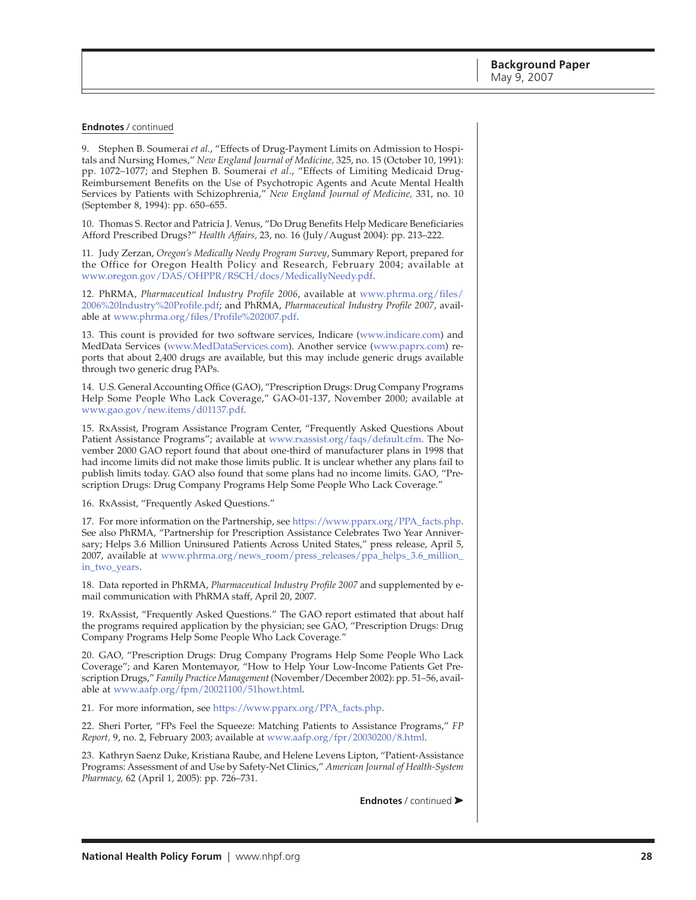**Endnotes** / continued

9. Stephen B. Soumerai *et al.*, "Effects of Drug-Payment Limits on Admission to Hospitals and Nursing Homes," *New England Journal of Medicine,* 325, no. 15 (October 10, 1991): pp. 1072–1077; and Stephen B. Soumerai *et al*., "Effects of Limiting Medicaid Drug-Reimbursement Benefits on the Use of Psychotropic Agents and Acute Mental Health Services by Patients with Schizophrenia," *New England Journal of Medicine,* 331, no. 10 (September 8, 1994): pp. 650–655.

10. Thomas S. Rector and Patricia J. Venus, "Do Drug Benefits Help Medicare Beneficiaries Afford Prescribed Drugs?" *Health Affairs,* 23, no. 16 (July/August 2004): pp. 213–222.

11. Judy Zerzan, *Oregon's Medically Needy Program Survey*, Summary Report, prepared for the Office for Oregon Health Policy and Research, February 2004; available at www.oregon.gov/DAS/OHPPR/RSCH/docs/MedicallyNeedy.pdf.

12. PhRMA, *Pharmaceutical Industry Profile 2006*, available at www.phrma.org/files/2006%20Industry%20Profile.pdf; and PhRMA, *Pharmaceutical Industry Profile 2007*, available at www.phrma.org/files/Profile%202007.pdf.

13. This count is provided for two software services, Indicare (www.indicare.com) and MedData Services (www.MedDataServices.com). Another service (www.paprx.com) reports that about 2,400 drugs are available, but this may include generic drugs available through two generic drug PAPs.

14. U.S. General Accounting Office (GAO), "Prescription Drugs: Drug Company Programs Help Some People Who Lack Coverage," GAO-01-137, November 2000; available at www.gao.gov/new.items/d01137.pdf.

15. RxAssist, Program Assistance Program Center, "Frequently Asked Questions About Patient Assistance Programs"; available at www.rxassist.org/faqs/default.cfm. The November 2000 GAO report found that about one-third of manufacturer plans in 1998 that had income limits did not make those limits public. It is unclear whether any plans fail to publish limits today. GAO also found that some plans had no income limits. GAO, "Prescription Drugs: Drug Company Programs Help Some People Who Lack Coverage."

16. RxAssist, "Frequently Asked Questions."

17. For more information on the Partnership, see https://www.pparx.org/PPA_facts.php. See also PhRMA, "Partnership for Prescription Assistance Celebrates Two Year Anniversary; Helps 3.6 Million Uninsured Patients Across United States," press release, April 5, 2007, available at www.phrma.org/news_room/press_releases/ppa_helps_3.6_million_in_two_years.

18. Data reported in PhRMA, *Pharmaceutical Industry Profile 2007* and supplemented by e-mail communication with PhRMA staff, April 20, 2007.

19. RxAssist, "Frequently Asked Questions." The GAO report estimated that about half the programs required application by the physician; see GAO, "Prescription Drugs: Drug Company Programs Help Some People Who Lack Coverage."

20. GAO, "Prescription Drugs: Drug Company Programs Help Some People Who Lack Coverage"; and Karen Montemayor, "How to Help Your Low-Income Patients Get Prescription Drugs," *Family Practice Management* (November/December 2002): pp. 51–56, available at www.aafp.org/fpm/20021100/51howt.html.

21. For more information, see https://www.pparx.org/PPA_facts.php.

22. Sheri Porter, "FPs Feel the Squeeze: Matching Patients to Assistance Programs," *FP Report,* 9, no. 2, February 2003; available at www.aafp.org/fpr/20030200/8.html.

23. Kathryn Saenz Duke, Kristiana Raube, and Helene Levens Lipton, "Patient-Assistance Programs: Assessment of and Use by Safety-Net Clinics," *American Journal of Health-System Pharmacy,* 62 (April 1, 2005): pp. 726–731.

**Endnotes** / continued ➤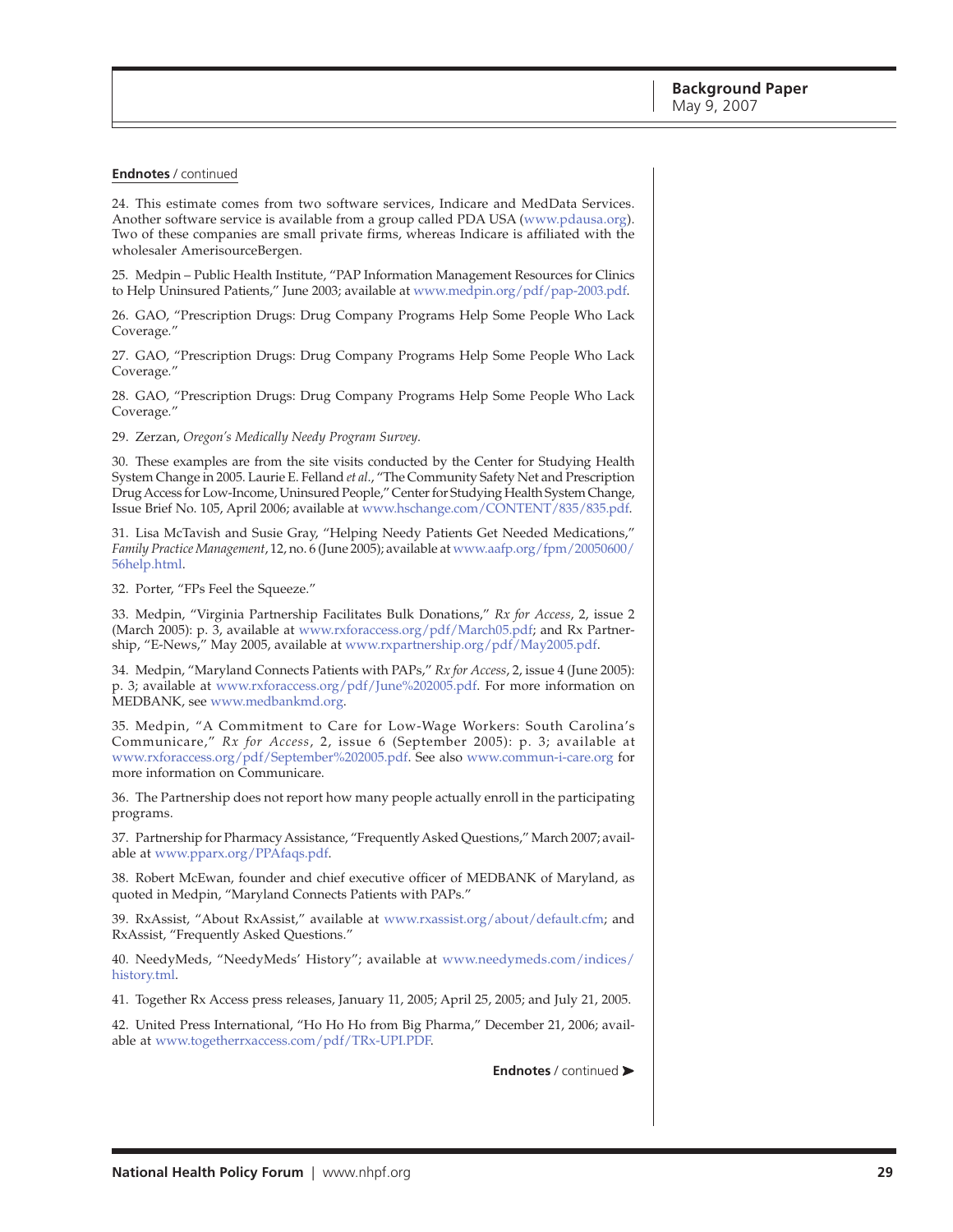**Endnotes** / continued

24. This estimate comes from two software services, Indicare and MedData Services. Another software service is available from a group called PDA USA (www.pdausa.org). Two of these companies are small private firms, whereas Indicare is affiliated with the wholesaler AmerisourceBergen.

25. Medpin – Public Health Institute, "PAP Information Management Resources for Clinics to Help Uninsured Patients," June 2003; available at www.medpin.org/pdf/pap-2003.pdf.

26. GAO, "Prescription Drugs: Drug Company Programs Help Some People Who Lack Coverage."

27. GAO, "Prescription Drugs: Drug Company Programs Help Some People Who Lack Coverage."

28. GAO, "Prescription Drugs: Drug Company Programs Help Some People Who Lack Coverage."

29. Zerzan, *Oregon's Medically Needy Program Survey.*

30. These examples are from the site visits conducted by the Center for Studying Health System Change in 2005. Laurie E. Felland *et al.*, "The Community Safety Net and Prescription Drug Access for Low-Income, Uninsured People," Center for Studying Health System Change, Issue Brief No. 105, April 2006; available at www.hschange.com/CONTENT/835/835.pdf.

31. Lisa McTavish and Susie Gray, "Helping Needy Patients Get Needed Medications," *Family Practice Management*, 12, no. 6 (June 2005); available at www.aafp.org/fpm/20050600/56help.html.

32. Porter, "FPs Feel the Squeeze."

33. Medpin, "Virginia Partnership Facilitates Bulk Donations," *Rx for Access*, 2, issue 2 (March 2005): p. 3, available at www.rxforaccess.org/pdf/March05.pdf; and Rx Partnership, "E-News," May 2005, available at www.rxpartnership.org/pdf/May2005.pdf.

34. Medpin, "Maryland Connects Patients with PAPs," *Rx for Access*, 2, issue 4 (June 2005): p. 3; available at www.rxforaccess.org/pdf/June%202005.pdf. For more information on MEDBANK, see www.medbankmd.org.

35. Medpin, "A Commitment to Care for Low-Wage Workers: South Carolina's Communicare," *Rx for Access*, 2, issue 6 (September 2005): p. 3; available at www.rxforaccess.org/pdf/September%202005.pdf. See also www.commun-i-care.org for more information on Communicare.

36. The Partnership does not report how many people actually enroll in the participating programs.

37. Partnership for Pharmacy Assistance, "Frequently Asked Questions," March 2007; available at www.pparx.org/PPAfaqs.pdf.

38. Robert McEwan, founder and chief executive officer of MEDBANK of Maryland, as quoted in Medpin, "Maryland Connects Patients with PAPs."

39. RxAssist, "About RxAssist," available at www.rxassist.org/about/default.cfm; and RxAssist, "Frequently Asked Questions."

40. NeedyMeds, "NeedyMeds' History"; available at www.needymeds.com/indices/history.tml.

41. Together Rx Access press releases, January 11, 2005; April 25, 2005; and July 21, 2005.

42. United Press International, "Ho Ho Ho from Big Pharma," December 21, 2006; available at www.togetherrxaccess.com/pdf/TRx-UPI.PDF.

**Endnotes** / continued ➤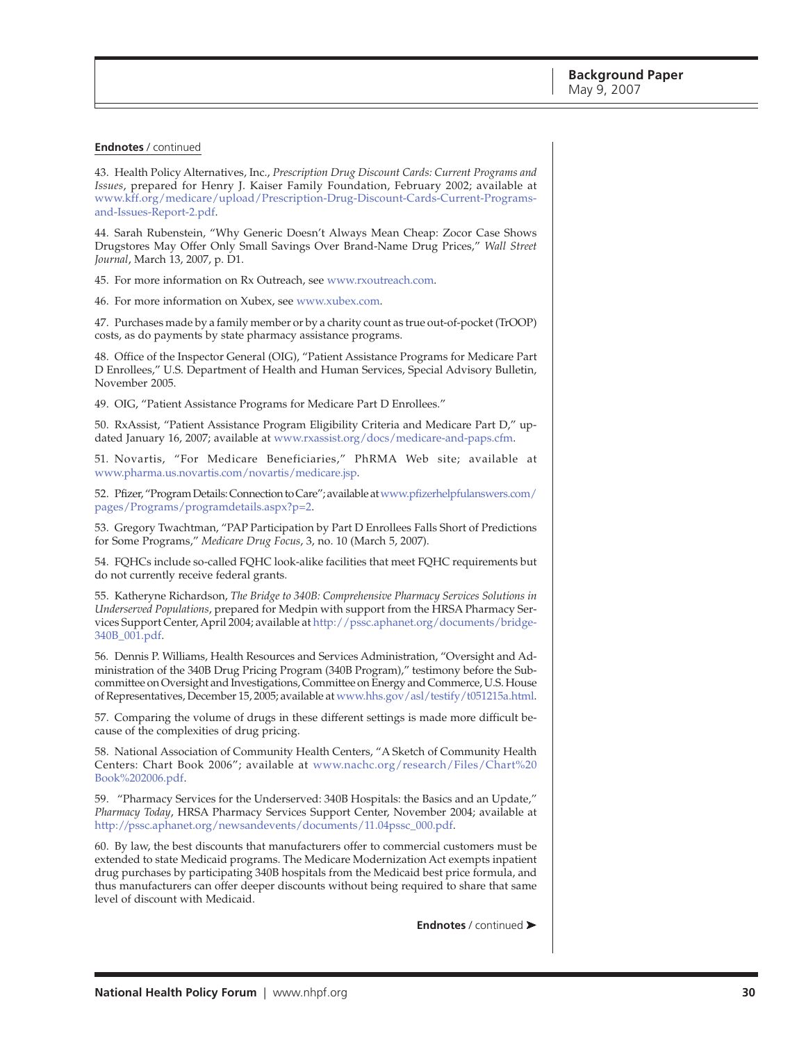**Endnotes** / continued

43. Health Policy Alternatives, Inc., *Prescription Drug Discount Cards: Current Programs and Issues*, prepared for Henry J. Kaiser Family Foundation, February 2002; available at www.kff.org/medicare/upload/Prescription-Drug-Discount-Cards-Current-Programs-and-Issues-Report-2.pdf.

44. Sarah Rubenstein, "Why Generic Doesn't Always Mean Cheap: Zocor Case Shows Drugstores May Offer Only Small Savings Over Brand-Name Drug Prices," *Wall Street Journal*, March 13, 2007, p. D1.

45. For more information on Rx Outreach, see www.rxoutreach.com.

46. For more information on Xubex, see www.xubex.com.

47. Purchases made by a family member or by a charity count as true out-of-pocket (TrOOP) costs, as do payments by state pharmacy assistance programs.

48. Office of the Inspector General (OIG), "Patient Assistance Programs for Medicare Part D Enrollees," U.S. Department of Health and Human Services, Special Advisory Bulletin, November 2005.

49. OIG, "Patient Assistance Programs for Medicare Part D Enrollees."

50. RxAssist, "Patient Assistance Program Eligibility Criteria and Medicare Part D," updated January 16, 2007; available at www.rxassist.org/docs/medicare-and-paps.cfm.

51. Novartis, "For Medicare Beneficiaries," PhRMA Web site; available at www.pharma.us.novartis.com/novartis/medicare.jsp.

52. Pfizer, "Program Details: Connection to Care"; available at www.pfizerhelpfulanswers.com/pages/Programs/programdetails.aspx?p=2.

53. Gregory Twachtman, "PAP Participation by Part D Enrollees Falls Short of Predictions for Some Programs," *Medicare Drug Focus*, 3, no. 10 (March 5, 2007).

54. FQHCs include so-called FQHC look-alike facilities that meet FQHC requirements but do not currently receive federal grants.

55. Katheryne Richardson, *The Bridge to 340B: Comprehensive Pharmacy Services Solutions in Underserved Populations*, prepared for Medpin with support from the HRSA Pharmacy Services Support Center, April 2004; available at http://pssc.aphanet.org/documents/bridge-340B_001.pdf.

56. Dennis P. Williams, Health Resources and Services Administration, "Oversight and Administration of the 340B Drug Pricing Program (340B Program)," testimony before the Subcommittee on Oversight and Investigations, Committee on Energy and Commerce, U.S. House of Representatives, December 15, 2005; available at www.hhs.gov/asl/testify/t051215a.html.

57. Comparing the volume of drugs in these different settings is made more difficult because of the complexities of drug pricing.

58. National Association of Community Health Centers, "A Sketch of Community Health Centers: Chart Book 2006"; available at www.nachc.org/research/Files/Chart%20Book%202006.pdf.

59. "Pharmacy Services for the Underserved: 340B Hospitals: the Basics and an Update," *Pharmacy Today*, HRSA Pharmacy Services Support Center, November 2004; available at http://pssc.aphanet.org/newsandevents/documents/11.04pssc_000.pdf.

60. By law, the best discounts that manufacturers offer to commercial customers must be extended to state Medicaid programs. The Medicare Modernization Act exempts inpatient drug purchases by participating 340B hospitals from the Medicaid best price formula, and thus manufacturers can offer deeper discounts without being required to share that same level of discount with Medicaid.

**Endnotes** / continued ➤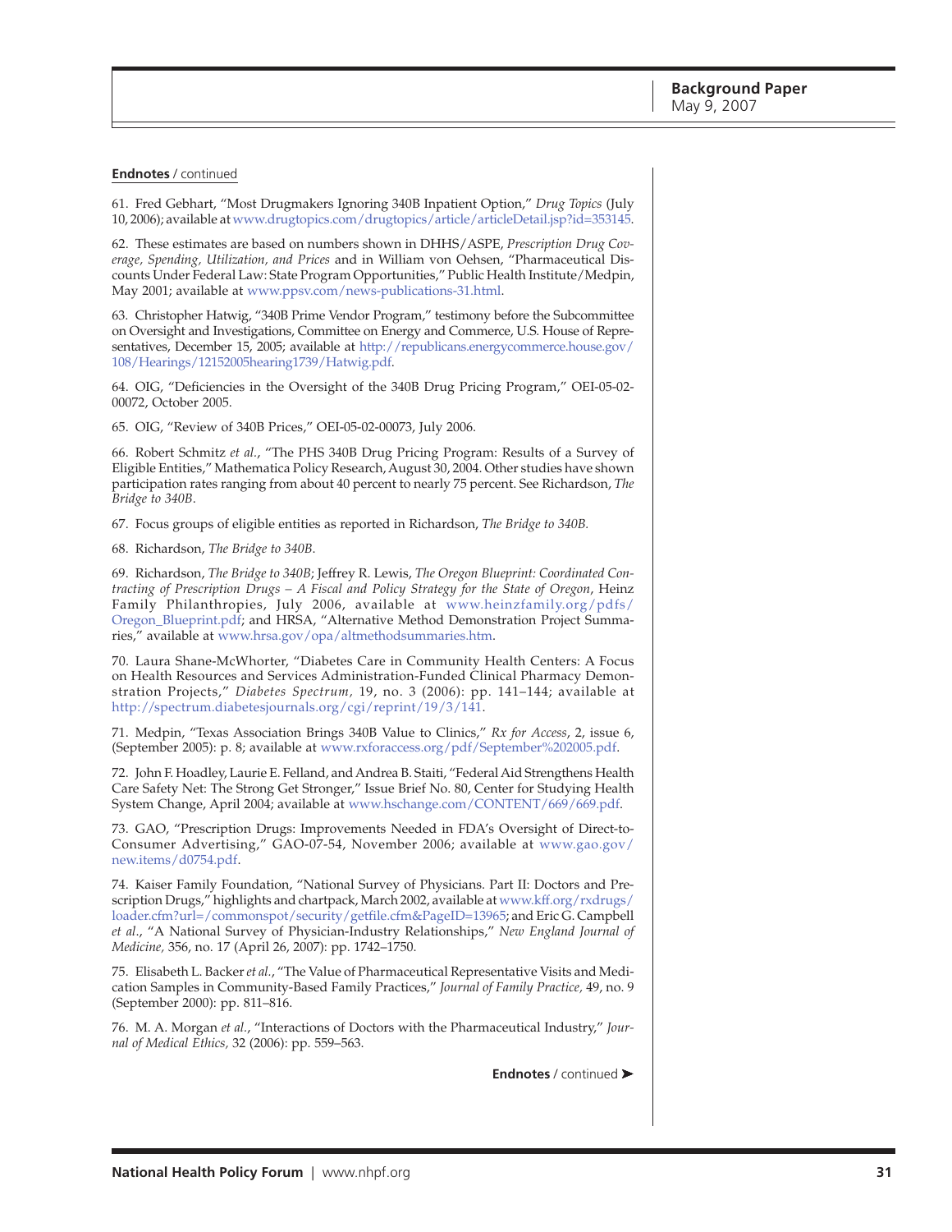**Endnotes** / continued

61. Fred Gebhart, "Most Drugmakers Ignoring 340B Inpatient Option," *Drug Topics* (July 10, 2006); available at www.drugtopics.com/drugtopics/article/articleDetail.jsp?id=353145.

62. These estimates are based on numbers shown in DHHS/ASPE, *Prescription Drug Coverage, Spending, Utilization, and Prices* and in William von Oehsen, "Pharmaceutical Discounts Under Federal Law: State Program Opportunities," Public Health Institute/Medpin, May 2001; available at www.ppsv.com/news-publications-31.html.

63. Christopher Hatwig, "340B Prime Vendor Program," testimony before the Subcommittee on Oversight and Investigations, Committee on Energy and Commerce, U.S. House of Representatives, December 15, 2005; available at http://republicans.energycommerce.house.gov/108/Hearings/12152005hearing1739/Hatwig.pdf.

64. OIG, "Deficiencies in the Oversight of the 340B Drug Pricing Program," OEI-05-02-00072, October 2005.

65. OIG, "Review of 340B Prices," OEI-05-02-00073, July 2006.

66. Robert Schmitz *et al.*, "The PHS 340B Drug Pricing Program: Results of a Survey of Eligible Entities," Mathematica Policy Research, August 30, 2004. Other studies have shown participation rates ranging from about 40 percent to nearly 75 percent. See Richardson, *The Bridge to 340B*.

67. Focus groups of eligible entities as reported in Richardson, *The Bridge to 340B.*

68. Richardson, *The Bridge to 340B*.

69. Richardson, *The Bridge to 340B*; Jeffrey R. Lewis, *The Oregon Blueprint: Coordinated Contracting of Prescription Drugs – A Fiscal and Policy Strategy for the State of Oregon*, Heinz Family Philanthropies, July 2006, available at www.heinzfamily.org/pdfs/Oregon_Blueprint.pdf; and HRSA, "Alternative Method Demonstration Project Summaries," available at www.hrsa.gov/opa/altmethodsummaries.htm.

70. Laura Shane-McWhorter, "Diabetes Care in Community Health Centers: A Focus on Health Resources and Services Administration-Funded Clinical Pharmacy Demonstration Projects," *Diabetes Spectrum,* 19, no. 3 (2006): pp. 141–144; available at http://spectrum.diabetesjournals.org/cgi/reprint/19/3/141.

71. Medpin, "Texas Association Brings 340B Value to Clinics," *Rx for Access*, 2, issue 6, (September 2005): p. 8; available at www.rxforaccess.org/pdf/September%202005.pdf.

72. John F. Hoadley, Laurie E. Felland, and Andrea B. Staiti, "Federal Aid Strengthens Health Care Safety Net: The Strong Get Stronger," Issue Brief No. 80, Center for Studying Health System Change, April 2004; available at www.hschange.com/CONTENT/669/669.pdf.

73. GAO, "Prescription Drugs: Improvements Needed in FDA's Oversight of Direct-to-Consumer Advertising," GAO-07-54, November 2006; available at www.gao.gov/new.items/d0754.pdf.

74. Kaiser Family Foundation, "National Survey of Physicians. Part II: Doctors and Prescription Drugs," highlights and chartpack, March 2002, available at www.kff.org/rxdrugs/loader.cfm?url=/commonspot/security/getfile.cfm&PageID=13965; and Eric G. Campbell *et al*., "A National Survey of Physician-Industry Relationships," *New England Journal of Medicine,* 356, no. 17 (April 26, 2007): pp. 1742–1750.

75. Elisabeth L. Backer *et al.*, "The Value of Pharmaceutical Representative Visits and Medication Samples in Community-Based Family Practices," *Journal of Family Practice,* 49, no. 9 (September 2000): pp. 811–816.

76. M. A. Morgan *et al.*, "Interactions of Doctors with the Pharmaceutical Industry," *Journal of Medical Ethics,* 32 (2006): pp. 559–563.

**Endnotes** / continued ➤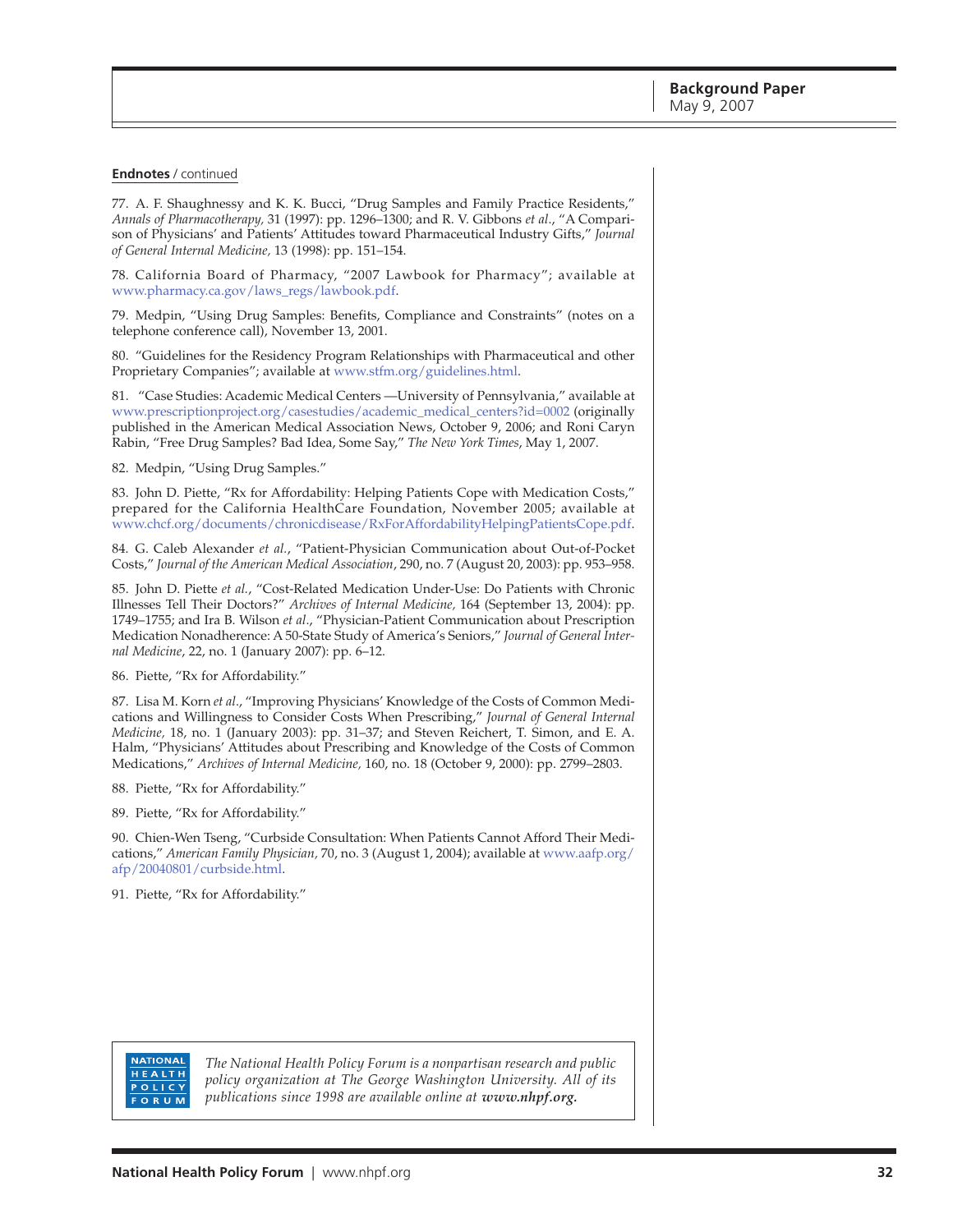**Endnotes** / continued

77. A. F. Shaughnessy and K. K. Bucci, "Drug Samples and Family Practice Residents," *Annals of Pharmacotherapy,* 31 (1997): pp. 1296–1300; and R. V. Gibbons *et al*., "A Comparison of Physicians' and Patients' Attitudes toward Pharmaceutical Industry Gifts," *Journal of General Internal Medicine,* 13 (1998): pp. 151–154.

78. California Board of Pharmacy, "2007 Lawbook for Pharmacy"; available at www.pharmacy.ca.gov/laws_regs/lawbook.pdf.

79. Medpin, "Using Drug Samples: Benefits, Compliance and Constraints" (notes on a telephone conference call), November 13, 2001.

80. "Guidelines for the Residency Program Relationships with Pharmaceutical and other Proprietary Companies"; available at www.stfm.org/guidelines.html.

81. "Case Studies: Academic Medical Centers —University of Pennsylvania," available at www.prescriptionproject.org/casestudies/academic_medical_centers?id=0002 (originally published in the American Medical Association News, October 9, 2006; and Roni Caryn Rabin, "Free Drug Samples? Bad Idea, Some Say," *The New York Times*, May 1, 2007.

82. Medpin, "Using Drug Samples."

83. John D. Piette, "Rx for Affordability: Helping Patients Cope with Medication Costs," prepared for the California HealthCare Foundation, November 2005; available at www.chcf.org/documents/chronicdisease/RxForAffordabilityHelpingPatientsCope.pdf.

84. G. Caleb Alexander *et al.*, "Patient-Physician Communication about Out-of-Pocket Costs," *Journal of the American Medical Association*, 290, no. 7 (August 20, 2003): pp. 953–958.

85. John D. Piette *et al.*, "Cost-Related Medication Under-Use: Do Patients with Chronic Illnesses Tell Their Doctors?" *Archives of Internal Medicine,* 164 (September 13, 2004): pp. 1749–1755; and Ira B. Wilson *et al*., "Physician-Patient Communication about Prescription Medication Nonadherence: A 50-State Study of America's Seniors," *Journal of General Internal Medicine*, 22, no. 1 (January 2007): pp. 6–12.

86. Piette, "Rx for Affordability."

87. Lisa M. Korn *et al*., "Improving Physicians' Knowledge of the Costs of Common Medications and Willingness to Consider Costs When Prescribing," *Journal of General Internal Medicine,* 18, no. 1 (January 2003): pp. 31–37; and Steven Reichert, T. Simon, and E. A. Halm, "Physicians' Attitudes about Prescribing and Knowledge of the Costs of Common Medications," *Archives of Internal Medicine,* 160, no. 18 (October 9, 2000): pp. 2799–2803.

88. Piette, "Rx for Affordability."

89. Piette, "Rx for Affordability."

90. Chien-Wen Tseng, "Curbside Consultation: When Patients Cannot Afford Their Medications," *American Family Physician,* 70, no. 3 (August 1, 2004); available at www.aafp.org/afp/20040801/curbside.html.

91. Piette, "Rx for Affordability."

*The National Health Policy Forum is a nonpartisan research and public policy organization at The George Washington University. All of its publications since 1998 are available online at* ***www.nhpf.org.***